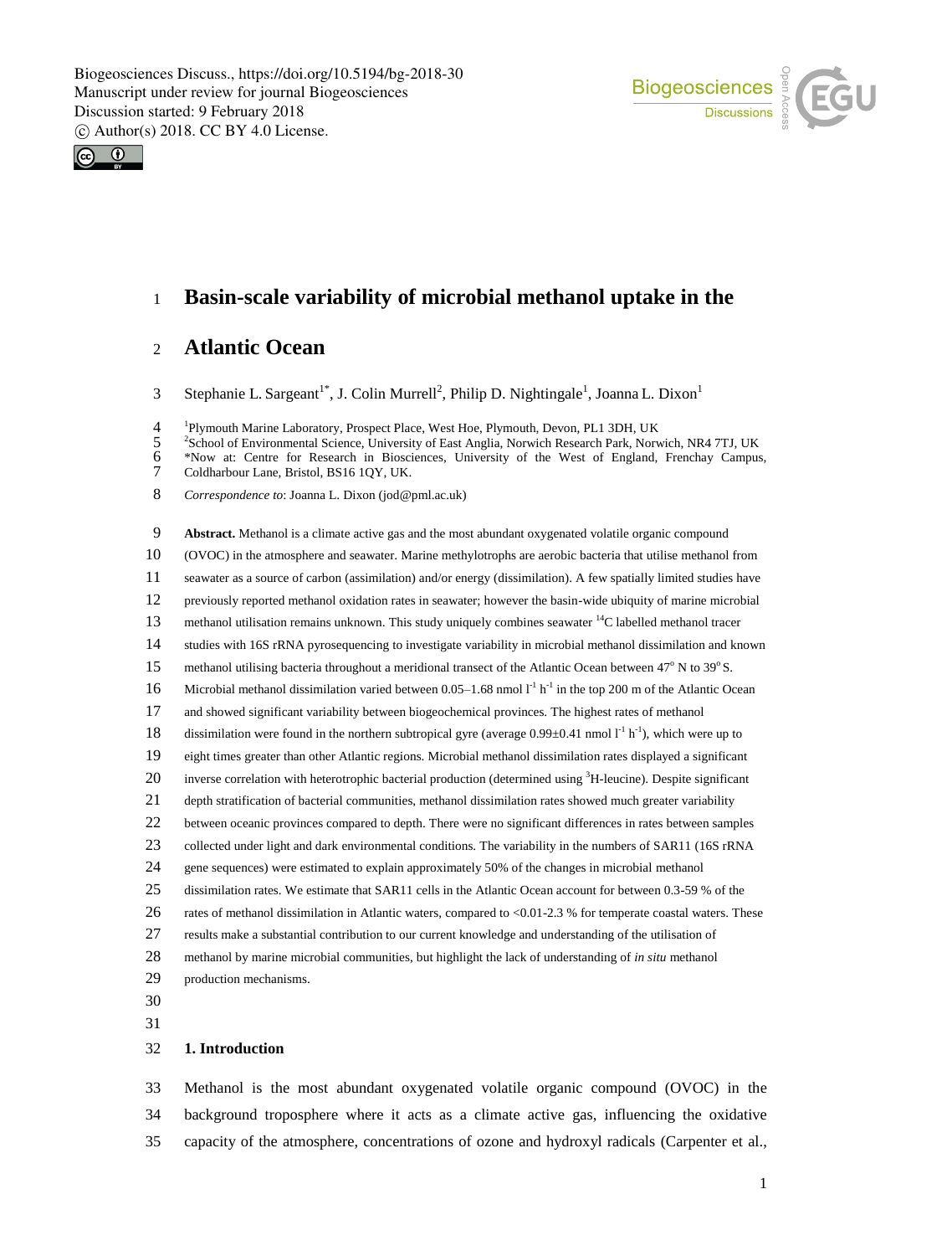# Basin-scale variability of microbial methanol uptake in the Atlantic Ocean

Stephanie L. Sargeant[1*], J. Colin Murrell[2], Philip D. Nightingale[1], Joanna L. Dixon[1]

[1]Plymouth Marine Laboratory, Prospect Place, West Hoe, Plymouth, Devon, PL1 3DH, UK
[2]School of Environmental Science, University of East Anglia, Norwich Research Park, Norwich, NR4 7TJ, UK
*Now at: Centre for Research in Biosciences, University of the West of England, Frenchay Campus, Coldharbour Lane, Bristol, BS16 1QY, UK.

*Correspondence to*: Joanna L. Dixon (jod@pml.ac.uk)

**Abstract.** Methanol is a climate active gas and the most abundant oxygenated volatile organic compound (OVOC) in the atmosphere and seawater. Marine methylotrophs are aerobic bacteria that utilise methanol from seawater as a source of carbon (assimilation) and/or energy (dissimilation). A few spatially limited studies have previously reported methanol oxidation rates in seawater; however the basin-wide ubiquity of marine microbial methanol utilisation remains unknown. This study uniquely combines seawater $^{14}C$ labelled methanol tracer studies with 16S rRNA pyrosequencing to investigate variability in microbial methanol dissimilation and known methanol utilising bacteria throughout a meridional transect of the Atlantic Ocean between 47° N to 39° S. Microbial methanol dissimilation varied between 0.05–1.68 nmol $l^{-1}$ $h^{-1}$ in the top 200 m of the Atlantic Ocean and showed significant variability between biogeochemical provinces. The highest rates of methanol dissimilation were found in the northern subtropical gyre (average 0.99±0.41 nmol $l^{-1}$ $h^{-1}$), which were up to eight times greater than other Atlantic regions. Microbial methanol dissimilation rates displayed a significant inverse correlation with heterotrophic bacterial production (determined using $^{3}H$-leucine). Despite significant depth stratification of bacterial communities, methanol dissimilation rates showed much greater variability between oceanic provinces compared to depth. There were no significant differences in rates between samples collected under light and dark environmental conditions. The variability in the numbers of SAR11 (16S rRNA gene sequences) were estimated to explain approximately 50% of the changes in microbial methanol dissimilation rates. We estimate that SAR11 cells in the Atlantic Ocean account for between 0.3-59 % of the rates of methanol dissimilation in Atlantic waters, compared to <0.01-2.3 % for temperate coastal waters. These results make a substantial contribution to our current knowledge and understanding of the utilisation of methanol by marine microbial communities, but highlight the lack of understanding of *in situ* methanol production mechanisms.

## 1. Introduction

Methanol is the most abundant oxygenated volatile organic compound (OVOC) in the background troposphere where it acts as a climate active gas, influencing the oxidative capacity of the atmosphere, concentrations of ozone and hydroxyl radicals (Carpenter et al.,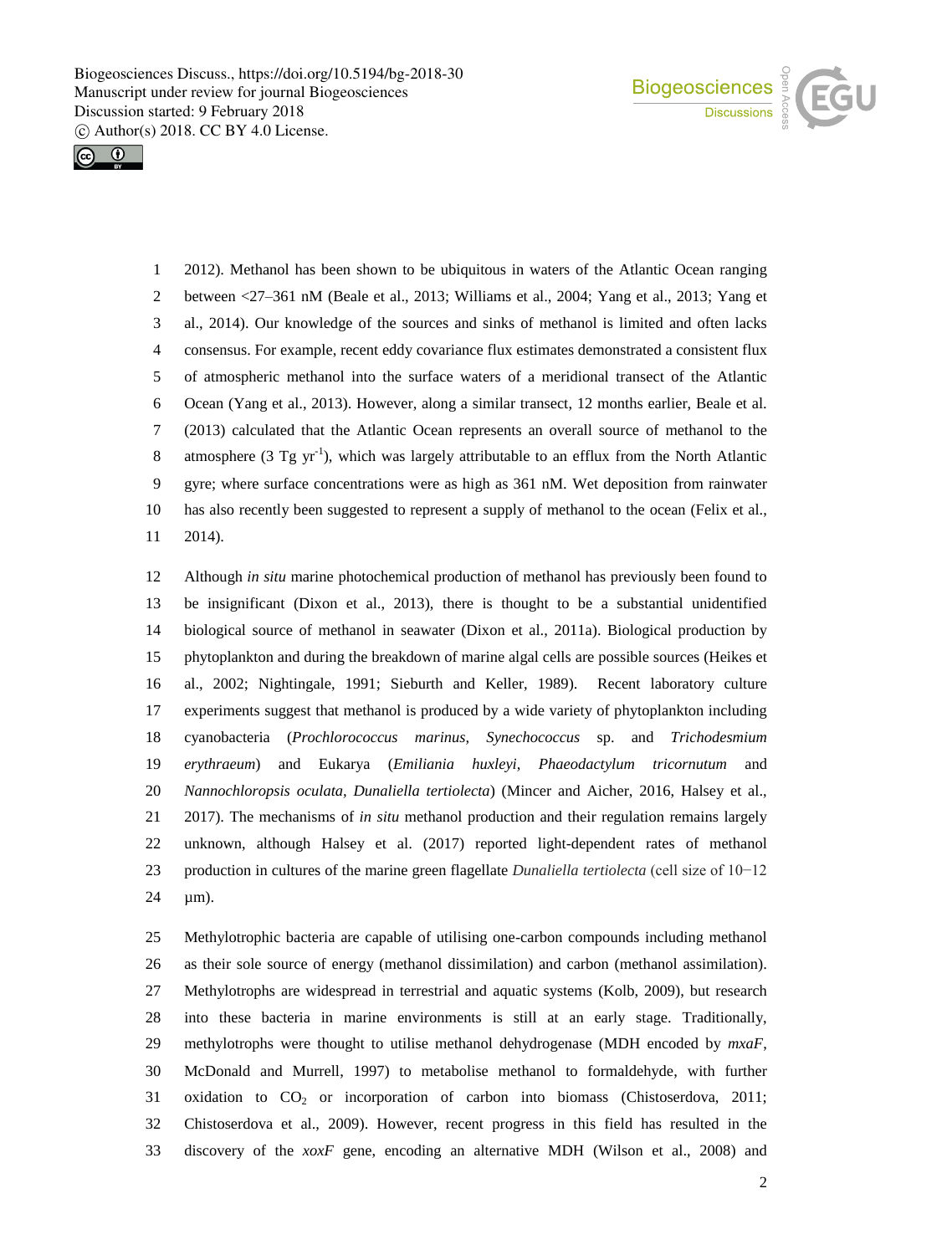2012). Methanol has been shown to be ubiquitous in waters of the Atlantic Ocean ranging between <27–361 nM (Beale et al., 2013; Williams et al., 2004; Yang et al., 2013; Yang et al., 2014). Our knowledge of the sources and sinks of methanol is limited and often lacks consensus. For example, recent eddy covariance flux estimates demonstrated a consistent flux of atmospheric methanol into the surface waters of a meridional transect of the Atlantic Ocean (Yang et al., 2013). However, along a similar transect, 12 months earlier, Beale et al. (2013) calculated that the Atlantic Ocean represents an overall source of methanol to the atmosphere (3 Tg $yr^{-1}$), which was largely attributable to an efflux from the North Atlantic gyre; where surface concentrations were as high as 361 nM. Wet deposition from rainwater has also recently been suggested to represent a supply of methanol to the ocean (Felix et al., 2014).

Although *in situ* marine photochemical production of methanol has previously been found to be insignificant (Dixon et al., 2013), there is thought to be a substantial unidentified biological source of methanol in seawater (Dixon et al., 2011a). Biological production by phytoplankton and during the breakdown of marine algal cells are possible sources (Heikes et al., 2002; Nightingale, 1991; Sieburth and Keller, 1989). Recent laboratory culture experiments suggest that methanol is produced by a wide variety of phytoplankton including cyanobacteria (*Prochlorococcus marinus*, *Synechococcus* sp. and *Trichodesmium erythraeum*) and Eukarya (*Emiliania huxleyi*, *Phaeodactylum tricornutum* and *Nannochloropsis oculata*, *Dunaliella tertiolecta*) (Mincer and Aicher, 2016, Halsey et al., 2017). The mechanisms of *in situ* methanol production and their regulation remains largely unknown, although Halsey et al. (2017) reported light-dependent rates of methanol production in cultures of the marine green flagellate *Dunaliella tertiolecta* (cell size of 10−12 µm).

Methylotrophic bacteria are capable of utilising one-carbon compounds including methanol as their sole source of energy (methanol dissimilation) and carbon (methanol assimilation). Methylotrophs are widespread in terrestrial and aquatic systems (Kolb, 2009), but research into these bacteria in marine environments is still at an early stage. Traditionally, methylotrophs were thought to utilise methanol dehydrogenase (MDH encoded by *mxaF*, McDonald and Murrell, 1997) to metabolise methanol to formaldehyde, with further oxidation to $CO_2$ or incorporation of carbon into biomass (Chistoserdova, 2011; Chistoserdova et al., 2009). However, recent progress in this field has resulted in the discovery of the *xoxF* gene, encoding an alternative MDH (Wilson et al., 2008) and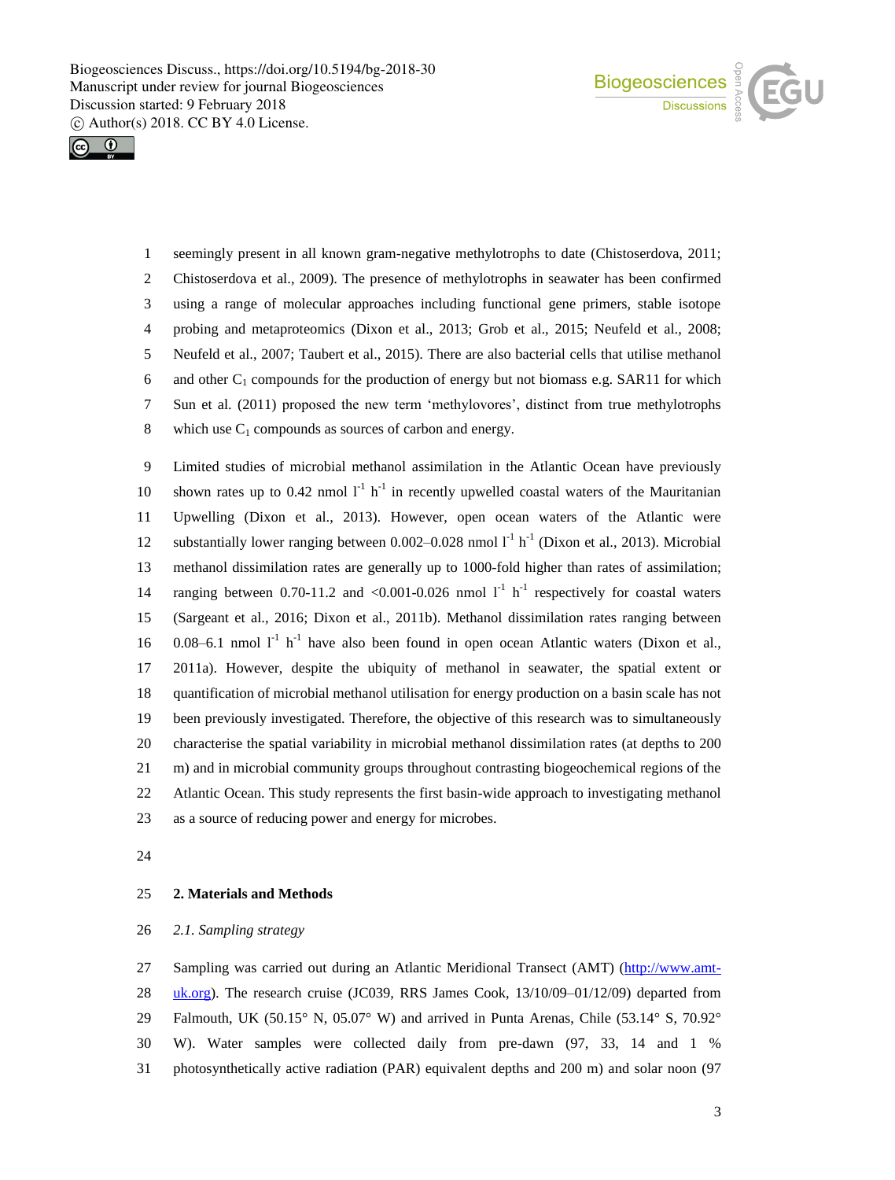seemingly present in all known gram-negative methylotrophs to date (Chistoserdova, 2011; Chistoserdova et al., 2009). The presence of methylotrophs in seawater has been confirmed using a range of molecular approaches including functional gene primers, stable isotope probing and metaproteomics (Dixon et al., 2013; Grob et al., 2015; Neufeld et al., 2008; Neufeld et al., 2007; Taubert et al., 2015). There are also bacterial cells that utilise methanol and other $C_1$ compounds for the production of energy but not biomass e.g. SAR11 for which Sun et al. (2011) proposed the new term 'methylovores', distinct from true methylotrophs which use $C_1$ compounds as sources of carbon and energy.

Limited studies of microbial methanol assimilation in the Atlantic Ocean have previously shown rates up to 0.42 nmol $l^{-1}$ $h^{-1}$ in recently upwelled coastal waters of the Mauritanian Upwelling (Dixon et al., 2013). However, open ocean waters of the Atlantic were substantially lower ranging between 0.002–0.028 nmol $l^{-1}$ $h^{-1}$ (Dixon et al., 2013). Microbial methanol dissimilation rates are generally up to 1000-fold higher than rates of assimilation; ranging between 0.70-11.2 and <0.001-0.026 nmol $l^{-1}$ $h^{-1}$ respectively for coastal waters (Sargeant et al., 2016; Dixon et al., 2011b). Methanol dissimilation rates ranging between 0.08–6.1 nmol $l^{-1}$ $h^{-1}$ have also been found in open ocean Atlantic waters (Dixon et al., 2011a). However, despite the ubiquity of methanol in seawater, the spatial extent or quantification of microbial methanol utilisation for energy production on a basin scale has not been previously investigated. Therefore, the objective of this research was to simultaneously characterise the spatial variability in microbial methanol dissimilation rates (at depths to 200 m) and in microbial community groups throughout contrasting biogeochemical regions of the Atlantic Ocean. This study represents the first basin-wide approach to investigating methanol as a source of reducing power and energy for microbes.

## 2. Materials and Methods

### *2.1. Sampling strategy*

Sampling was carried out during an Atlantic Meridional Transect (AMT) (http://www.amt-uk.org). The research cruise (JC039, RRS James Cook, 13/10/09–01/12/09) departed from Falmouth, UK (50.15° N, 05.07° W) and arrived in Punta Arenas, Chile (53.14° S, 70.92° W). Water samples were collected daily from pre-dawn (97, 33, 14 and 1 % photosynthetically active radiation (PAR) equivalent depths and 200 m) and solar noon (97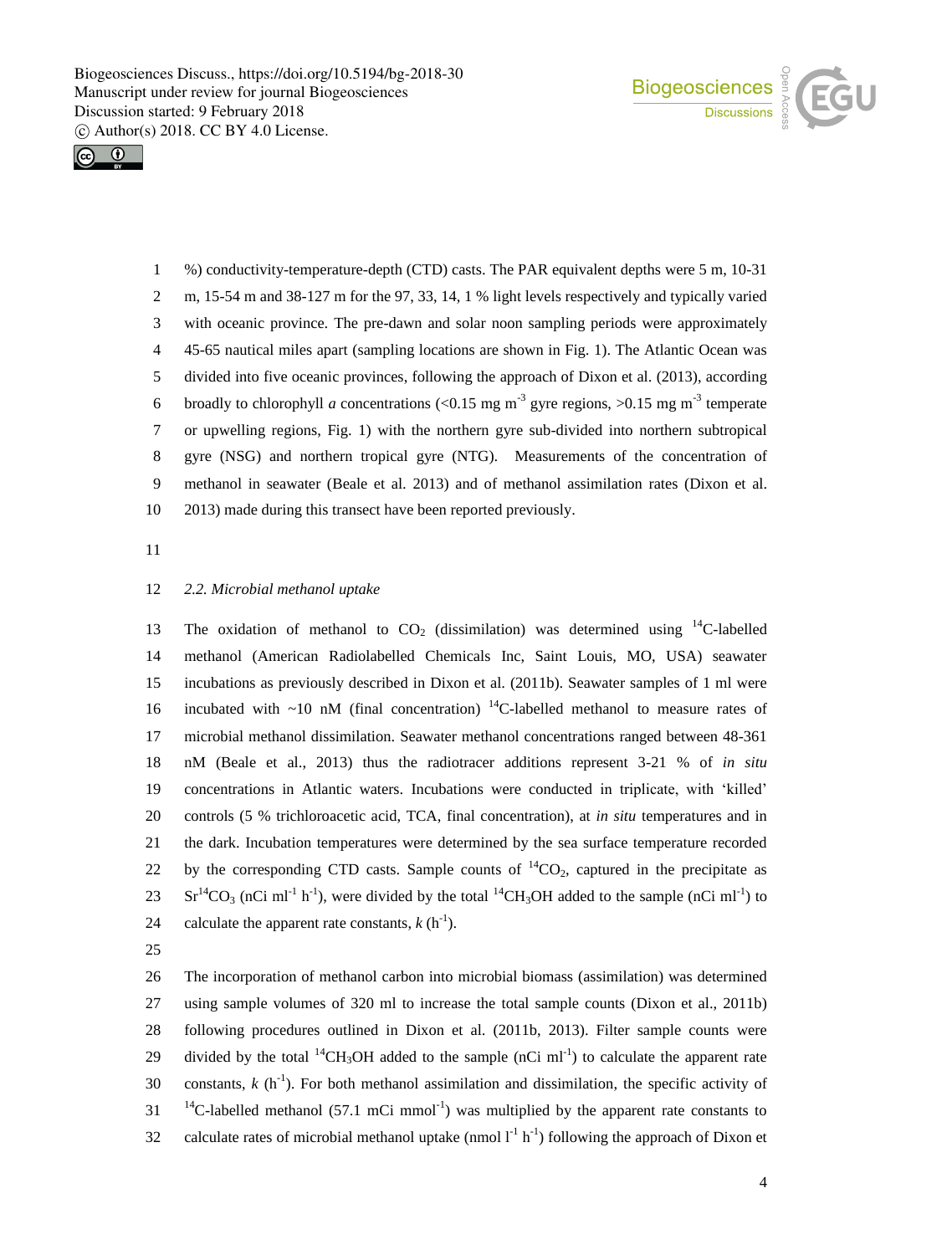%) conductivity-temperature-depth (CTD) casts. The PAR equivalent depths were 5 m, 10-31 m, 15-54 m and 38-127 m for the 97, 33, 14, 1 % light levels respectively and typically varied with oceanic province. The pre-dawn and solar noon sampling periods were approximately 45-65 nautical miles apart (sampling locations are shown in Fig. 1). The Atlantic Ocean was divided into five oceanic provinces, following the approach of Dixon et al. (2013), according broadly to chlorophyll *a* concentrations (<0.15 mg $m^{-3}$ gyre regions, >0.15 mg $m^{-3}$ temperate or upwelling regions, Fig. 1) with the northern gyre sub-divided into northern subtropical gyre (NSG) and northern tropical gyre (NTG). Measurements of the concentration of methanol in seawater (Beale et al. 2013) and of methanol assimilation rates (Dixon et al. 2013) made during this transect have been reported previously.

### *2.2. Microbial methanol uptake*

The oxidation of methanol to $CO_2$ (dissimilation) was determined using $^{14}C$-labelled methanol (American Radiolabelled Chemicals Inc, Saint Louis, MO, USA) seawater incubations as previously described in Dixon et al. (2011b). Seawater samples of 1 ml were incubated with ~10 nM (final concentration) $^{14}C$-labelled methanol to measure rates of microbial methanol dissimilation. Seawater methanol concentrations ranged between 48-361 nM (Beale et al., 2013) thus the radiotracer additions represent 3-21 % of *in situ* concentrations in Atlantic waters. Incubations were conducted in triplicate, with 'killed' controls (5 % trichloroacetic acid, TCA, final concentration), at *in situ* temperatures and in the dark. Incubation temperatures were determined by the sea surface temperature recorded by the corresponding CTD casts. Sample counts of $^{14}CO_2$, captured in the precipitate as $Sr^{14}CO_3$ (nCi $ml^{-1}$ $h^{-1}$), were divided by the total $^{14}CH_3OH$ added to the sample (nCi $ml^{-1}$) to calculate the apparent rate constants, $k$ ($h^{-1}$).

The incorporation of methanol carbon into microbial biomass (assimilation) was determined using sample volumes of 320 ml to increase the total sample counts (Dixon et al., 2011b) following procedures outlined in Dixon et al. (2011b, 2013). Filter sample counts were divided by the total $^{14}CH_3OH$ added to the sample (nCi $ml^{-1}$) to calculate the apparent rate constants, $k$ ($h^{-1}$). For both methanol assimilation and dissimilation, the specific activity of $^{14}C$-labelled methanol (57.1 mCi $mmol^{-1}$) was multiplied by the apparent rate constants to calculate rates of microbial methanol uptake (nmol $l^{-1}$ $h^{-1}$) following the approach of Dixon et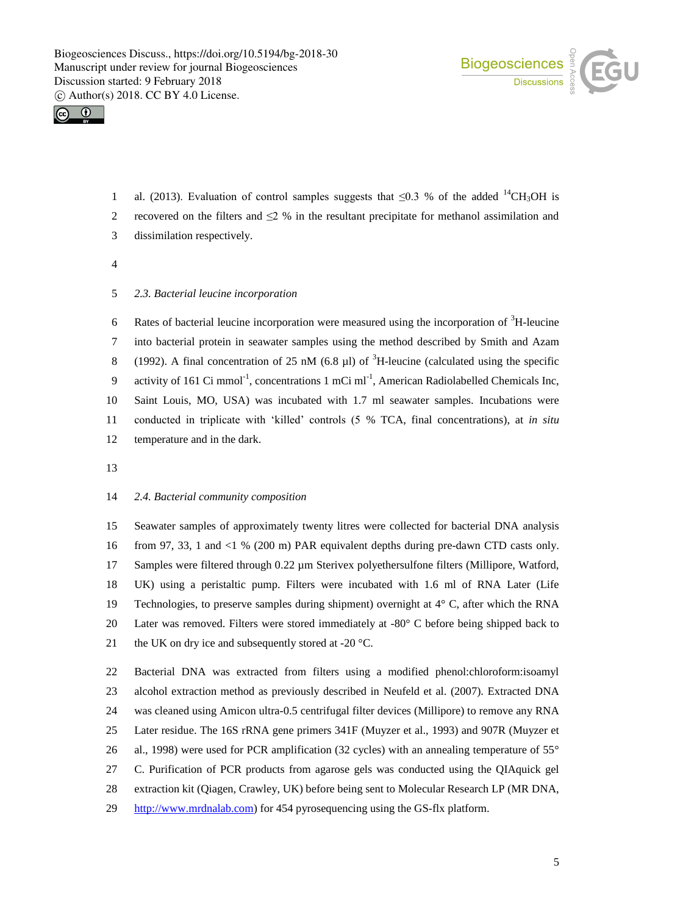al. (2013). Evaluation of control samples suggests that ≤0.3 % of the added $^{14}CH_3OH$ is recovered on the filters and ≤2 % in the resultant precipitate for methanol assimilation and dissimilation respectively.

*2.3. Bacterial leucine incorporation*

Rates of bacterial leucine incorporation were measured using the incorporation of $^{3}$H-leucine into bacterial protein in seawater samples using the method described by Smith and Azam (1992). A final concentration of 25 nM (6.8 µl) of $^{3}$H-leucine (calculated using the specific activity of 161 Ci mmol$^{-1}$, concentrations 1 mCi ml$^{-1}$, American Radiolabelled Chemicals Inc, Saint Louis, MO, USA) was incubated with 1.7 ml seawater samples. Incubations were conducted in triplicate with 'killed' controls (5 % TCA, final concentrations), at *in situ* temperature and in the dark.

*2.4. Bacterial community composition*

Seawater samples of approximately twenty litres were collected for bacterial DNA analysis from 97, 33, 1 and <1 % (200 m) PAR equivalent depths during pre-dawn CTD casts only. Samples were filtered through 0.22 µm Sterivex polyethersulfone filters (Millipore, Watford, UK) using a peristaltic pump. Filters were incubated with 1.6 ml of RNA Later (Life Technologies, to preserve samples during shipment) overnight at 4° C, after which the RNA Later was removed. Filters were stored immediately at -80° C before being shipped back to the UK on dry ice and subsequently stored at -20 °C.

Bacterial DNA was extracted from filters using a modified phenol:chloroform:isoamyl alcohol extraction method as previously described in Neufeld et al. (2007). Extracted DNA was cleaned using Amicon ultra-0.5 centrifugal filter devices (Millipore) to remove any RNA Later residue. The 16S rRNA gene primers 341F (Muyzer et al., 1993) and 907R (Muyzer et al., 1998) were used for PCR amplification (32 cycles) with an annealing temperature of 55° C. Purification of PCR products from agarose gels was conducted using the QIAquick gel extraction kit (Qiagen, Crawley, UK) before being sent to Molecular Research LP (MR DNA, http://www.mrdnalab.com) for 454 pyrosequencing using the GS-flx platform.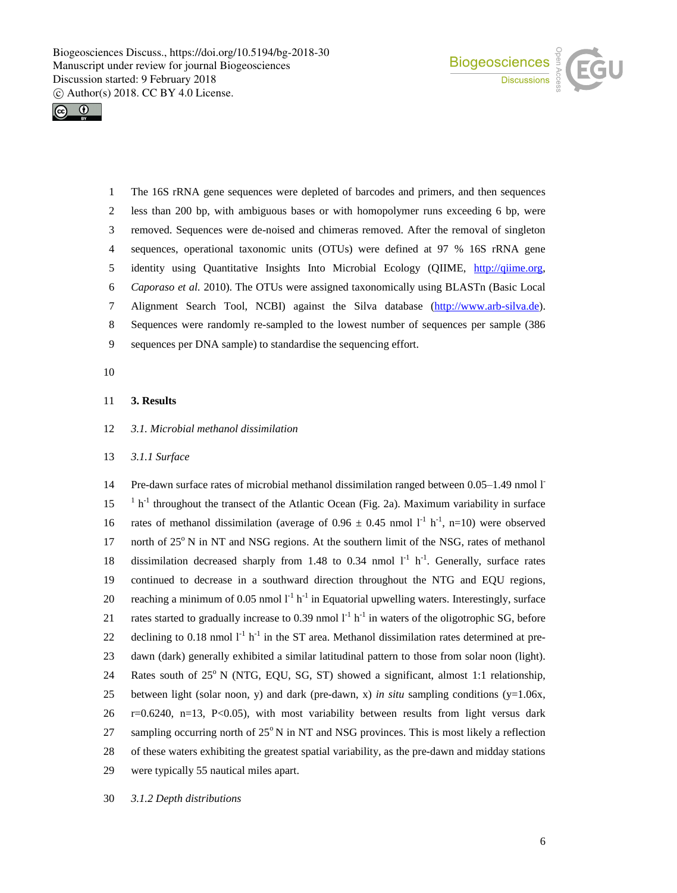The 16S rRNA gene sequences were depleted of barcodes and primers, and then sequences less than 200 bp, with ambiguous bases or with homopolymer runs exceeding 6 bp, were removed. Sequences were de-noised and chimeras removed. After the removal of singleton sequences, operational taxonomic units (OTUs) were defined at 97 % 16S rRNA gene identity using Quantitative Insights Into Microbial Ecology (QIIME, http://qiime.org, *Caporaso et al.* 2010). The OTUs were assigned taxonomically using BLASTn (Basic Local Alignment Search Tool, NCBI) against the Silva database (http://www.arb-silva.de). Sequences were randomly re-sampled to the lowest number of sequences per sample (386 sequences per DNA sample) to standardise the sequencing effort.

## 3. Results

### *3.1. Microbial methanol dissimilation*

#### *3.1.1 Surface*

Pre-dawn surface rates of microbial methanol dissimilation ranged between 0.05–1.49 nmol $l^{-1}$ $h^{-1}$ throughout the transect of the Atlantic Ocean (Fig. 2a). Maximum variability in surface rates of methanol dissimilation (average of 0.96 ± 0.45 nmol $l^{-1}$ $h^{-1}$, n=10) were observed north of 25° N in NT and NSG regions. At the southern limit of the NSG, rates of methanol dissimilation decreased sharply from 1.48 to 0.34 nmol $l^{-1}$ $h^{-1}$. Generally, surface rates continued to decrease in a southward direction throughout the NTG and EQU regions, reaching a minimum of 0.05 nmol $l^{-1}$ $h^{-1}$ in Equatorial upwelling waters. Interestingly, surface rates started to gradually increase to 0.39 nmol $l^{-1}$ $h^{-1}$ in waters of the oligotrophic SG, before declining to 0.18 nmol $l^{-1}$ $h^{-1}$ in the ST area. Methanol dissimilation rates determined at pre-dawn (dark) generally exhibited a similar latitudinal pattern to those from solar noon (light). Rates south of 25° N (NTG, EQU, SG, ST) showed a significant, almost 1:1 relationship, between light (solar noon, y) and dark (pre-dawn, x) *in situ* sampling conditions (y=1.06x, r=0.6240, n=13, $P<0.05$), with most variability between results from light versus dark sampling occurring north of 25° N in NT and NSG provinces. This is most likely a reflection of these waters exhibiting the greatest spatial variability, as the pre-dawn and midday stations were typically 55 nautical miles apart.

#### *3.1.2 Depth distributions*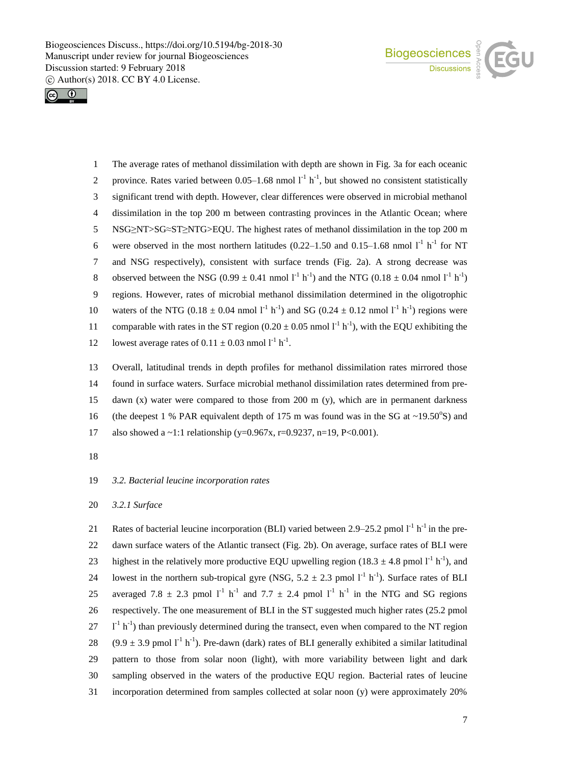The average rates of methanol dissimilation with depth are shown in Fig. 3a for each oceanic province. Rates varied between 0.05–1.68 nmol $l^{-1}$ $h^{-1}$, but showed no consistent statistically significant trend with depth. However, clear differences were observed in microbial methanol dissimilation in the top 200 m between contrasting provinces in the Atlantic Ocean; where NSG≥NT>SG≈ST≥NTG>EQU. The highest rates of methanol dissimilation in the top 200 m were observed in the most northern latitudes (0.22–1.50 and 0.15–1.68 nmol $l^{-1}$ $h^{-1}$ for NT and NSG respectively), consistent with surface trends (Fig. 2a). A strong decrease was observed between the NSG (0.99 ± 0.41 nmol $l^{-1}$ $h^{-1}$) and the NTG (0.18 ± 0.04 nmol $l^{-1}$ $h^{-1}$) regions. However, rates of microbial methanol dissimilation determined in the oligotrophic waters of the NTG (0.18 ± 0.04 nmol $l^{-1}$ $h^{-1}$) and SG (0.24 ± 0.12 nmol $l^{-1}$ $h^{-1}$) regions were comparable with rates in the ST region (0.20 ± 0.05 nmol $l^{-1}$ $h^{-1}$), with the EQU exhibiting the lowest average rates of 0.11 ± 0.03 nmol $l^{-1}$ $h^{-1}$.

Overall, latitudinal trends in depth profiles for methanol dissimilation rates mirrored those found in surface waters. Surface microbial methanol dissimilation rates determined from pre-dawn (x) water were compared to those from 200 m (y), which are in permanent darkness (the deepest 1 % PAR equivalent depth of 175 m was found was in the SG at ~19.50°S) and also showed a ~1:1 relationship (y=0.967x, r=0.9237, n=19, P<0.001).

### *3.2. Bacterial leucine incorporation rates*

#### *3.2.1 Surface*

Rates of bacterial leucine incorporation (BLI) varied between 2.9–25.2 pmol $l^{-1}$ $h^{-1}$ in the pre-dawn surface waters of the Atlantic transect (Fig. 2b). On average, surface rates of BLI were highest in the relatively more productive EQU upwelling region (18.3 ± 4.8 pmol $l^{-1}$ $h^{-1}$), and lowest in the northern sub-tropical gyre (NSG, 5.2 ± 2.3 pmol $l^{-1}$ $h^{-1}$). Surface rates of BLI averaged 7.8 ± 2.3 pmol $l^{-1}$ $h^{-1}$ and 7.7 ± 2.4 pmol $l^{-1}$ $h^{-1}$ in the NTG and SG regions respectively. The one measurement of BLI in the ST suggested much higher rates (25.2 pmol $l^{-1}$ $h^{-1}$) than previously determined during the transect, even when compared to the NT region (9.9 ± 3.9 pmol $l^{-1}$ $h^{-1}$). Pre-dawn (dark) rates of BLI generally exhibited a similar latitudinal pattern to those from solar noon (light), with more variability between light and dark sampling observed in the waters of the productive EQU region. Bacterial rates of leucine incorporation determined from samples collected at solar noon (y) were approximately 20%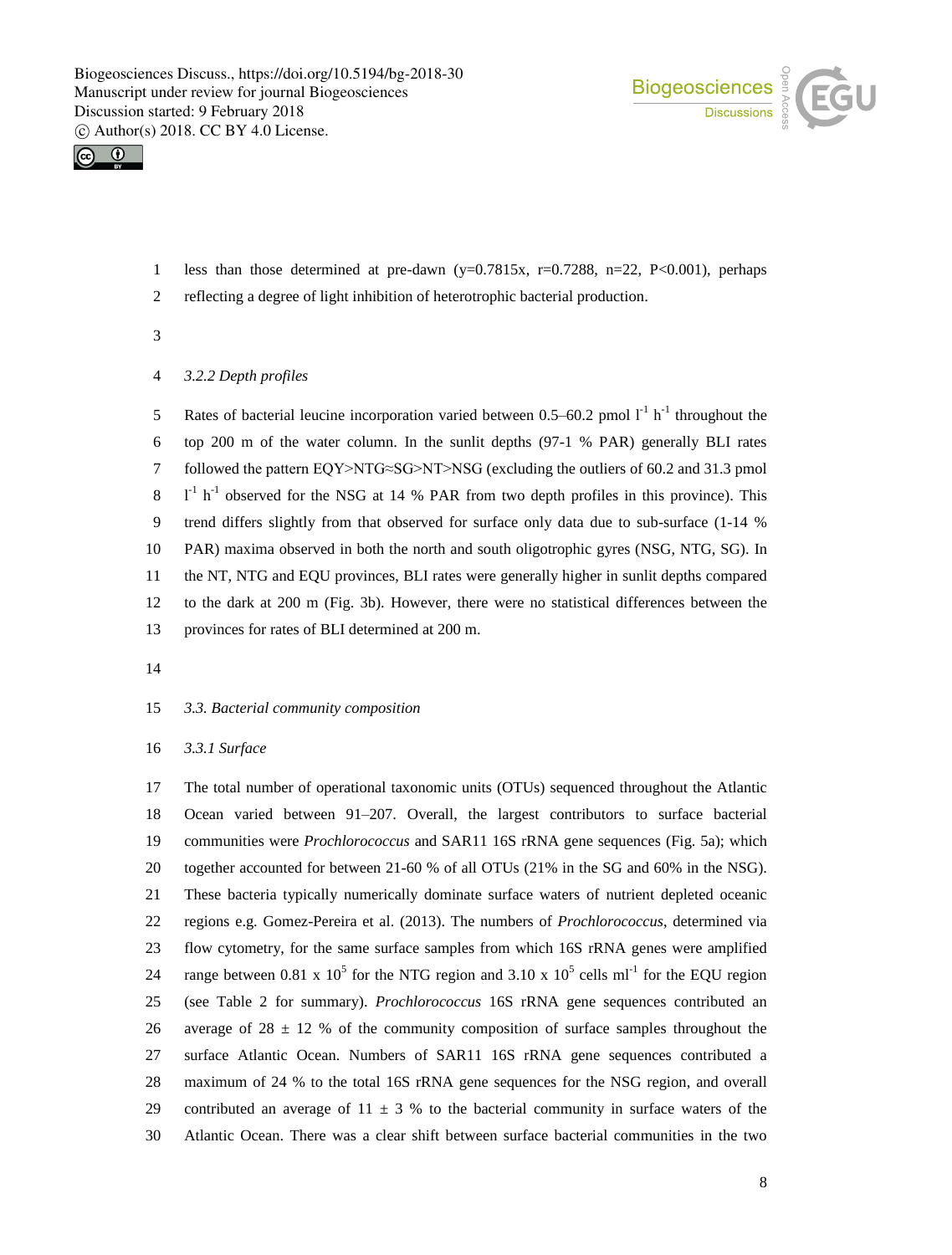less than those determined at pre-dawn ($y=0.7815x$, $r=0.7288$, $n=22$, $P<0.001$), perhaps reflecting a degree of light inhibition of heterotrophic bacterial production.

### *3.2.2 Depth profiles*

Rates of bacterial leucine incorporation varied between 0.5–60.2 pmol $l^{-1}$ $h^{-1}$ throughout the top 200 m of the water column. In the sunlit depths (97-1 % PAR) generally BLI rates followed the pattern EQY>NTG≈SG>NT>NSG (excluding the outliers of 60.2 and 31.3 pmol $l^{-1}$ $h^{-1}$ observed for the NSG at 14 % PAR from two depth profiles in this province). This trend differs slightly from that observed for surface only data due to sub-surface (1-14 % PAR) maxima observed in both the north and south oligotrophic gyres (NSG, NTG, SG). In the NT, NTG and EQU provinces, BLI rates were generally higher in sunlit depths compared to the dark at 200 m (Fig. 3b). However, there were no statistical differences between the provinces for rates of BLI determined at 200 m.

## *3.3. Bacterial community composition*

### *3.3.1 Surface*

The total number of operational taxonomic units (OTUs) sequenced throughout the Atlantic Ocean varied between 91–207. Overall, the largest contributors to surface bacterial communities were *Prochlorococcus* and SAR11 16S rRNA gene sequences (Fig. 5a); which together accounted for between 21-60 % of all OTUs (21% in the SG and 60% in the NSG). These bacteria typically numerically dominate surface waters of nutrient depleted oceanic regions e.g. Gomez-Pereira et al. (2013). The numbers of *Prochlorococcus*, determined via flow cytometry, for the same surface samples from which 16S rRNA genes were amplified range between 0.81 x $10^5$ for the NTG region and 3.10 x $10^5$ cells $ml^{-1}$ for the EQU region (see Table 2 for summary). *Prochlorococcus* 16S rRNA gene sequences contributed an average of 28 ± 12 % of the community composition of surface samples throughout the surface Atlantic Ocean. Numbers of SAR11 16S rRNA gene sequences contributed a maximum of 24 % to the total 16S rRNA gene sequences for the NSG region, and overall contributed an average of 11 ± 3 % to the bacterial community in surface waters of the Atlantic Ocean. There was a clear shift between surface bacterial communities in the two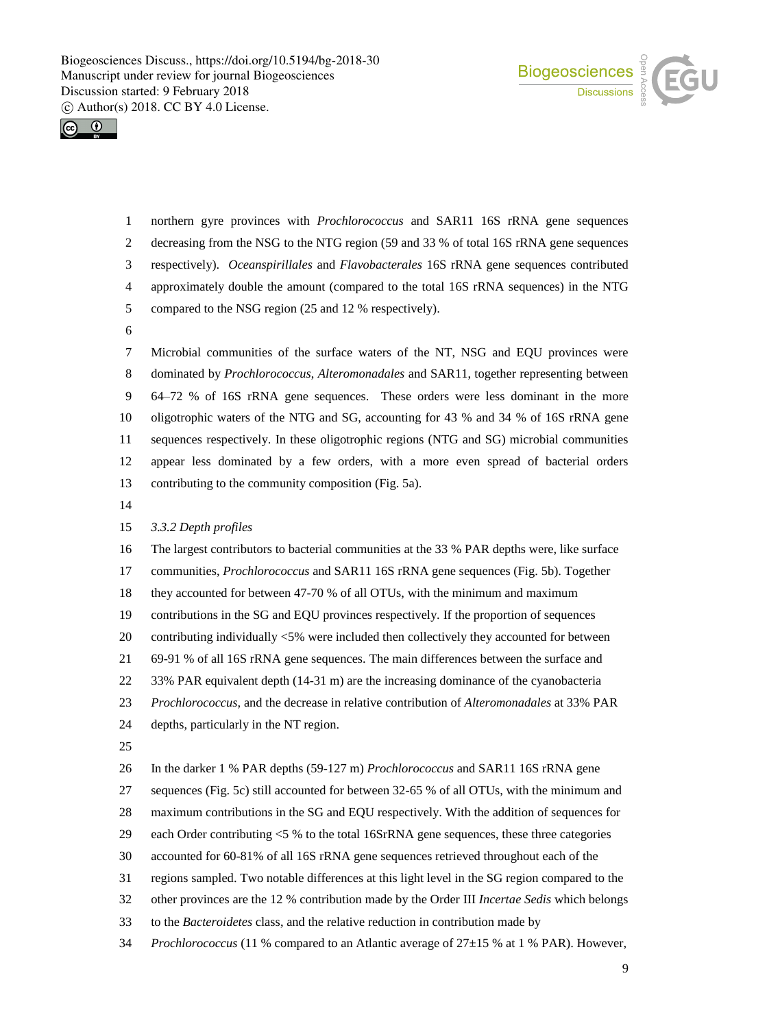northern gyre provinces with *Prochlorococcus* and SAR11 16S rRNA gene sequences decreasing from the NSG to the NTG region (59 and 33 % of total 16S rRNA gene sequences respectively). *Oceanspirillales* and *Flavobacterales* 16S rRNA gene sequences contributed approximately double the amount (compared to the total 16S rRNA sequences) in the NTG compared to the NSG region (25 and 12 % respectively).

Microbial communities of the surface waters of the NT, NSG and EQU provinces were dominated by *Prochlorococcus*, *Alteromonadales* and SAR11, together representing between 64–72 % of 16S rRNA gene sequences. These orders were less dominant in the more oligotrophic waters of the NTG and SG, accounting for 43 % and 34 % of 16S rRNA gene sequences respectively. In these oligotrophic regions (NTG and SG) microbial communities appear less dominated by a few orders, with a more even spread of bacterial orders contributing to the community composition (Fig. 5a).

### *3.3.2 Depth profiles*

The largest contributors to bacterial communities at the 33 % PAR depths were, like surface communities, *Prochlorococcus* and SAR11 16S rRNA gene sequences (Fig. 5b). Together they accounted for between 47-70 % of all OTUs, with the minimum and maximum contributions in the SG and EQU provinces respectively. If the proportion of sequences contributing individually <5% were included then collectively they accounted for between 69-91 % of all 16S rRNA gene sequences. The main differences between the surface and 33% PAR equivalent depth (14-31 m) are the increasing dominance of the cyanobacteria *Prochlorococcus,* and the decrease in relative contribution of *Alteromonadales* at 33% PAR depths, particularly in the NT region.

In the darker 1 % PAR depths (59-127 m) *Prochlorococcus* and SAR11 16S rRNA gene sequences (Fig. 5c) still accounted for between 32-65 % of all OTUs, with the minimum and maximum contributions in the SG and EQU respectively. With the addition of sequences for each Order contributing <5 % to the total 16SrRNA gene sequences, these three categories accounted for 60-81% of all 16S rRNA gene sequences retrieved throughout each of the regions sampled. Two notable differences at this light level in the SG region compared to the other provinces are the 12 % contribution made by the Order III *Incertae Sedis* which belongs to the *Bacteroidetes* class, and the relative reduction in contribution made by *Prochlorococcus* (11 % compared to an Atlantic average of 27±15 % at 1 % PAR). However,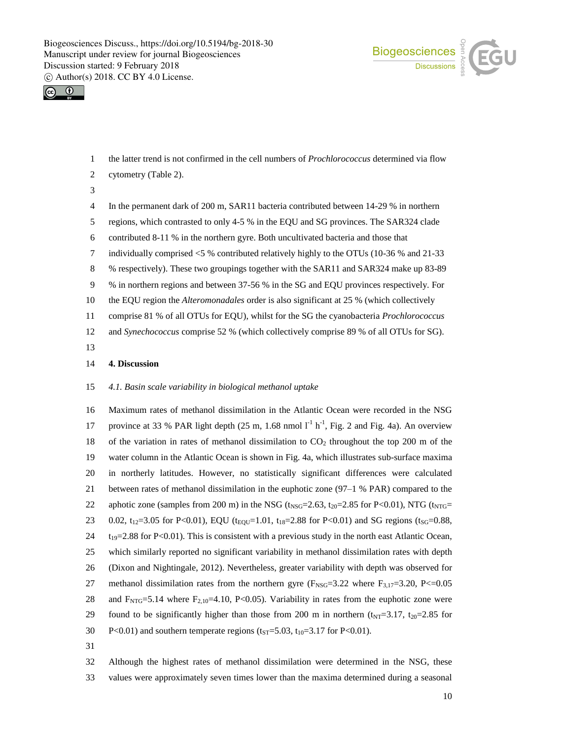the latter trend is not confirmed in the cell numbers of *Prochlorococcus* determined via flow cytometry (Table 2).

In the permanent dark of 200 m, SAR11 bacteria contributed between 14-29 % in northern regions, which contrasted to only 4-5 % in the EQU and SG provinces. The SAR324 clade contributed 8-11 % in the northern gyre. Both uncultivated bacteria and those that individually comprised <5 % contributed relatively highly to the OTUs (10-36 % and 21-33 % respectively). These two groupings together with the SAR11 and SAR324 make up 83-89 % in northern regions and between 37-56 % in the SG and EQU provinces respectively. For the EQU region the *Alteromonadales* order is also significant at 25 % (which collectively comprise 81 % of all OTUs for EQU), whilst for the SG the cyanobacteria *Prochlorococcus* and *Synechococcus* comprise 52 % (which collectively comprise 89 % of all OTUs for SG).

## 4. Discussion

### *4.1. Basin scale variability in biological methanol uptake*

Maximum rates of methanol dissimilation in the Atlantic Ocean were recorded in the NSG province at 33 % PAR light depth (25 m, 1.68 nmol $l^{-1}$ $h^{-1}$, Fig. 2 and Fig. 4a). An overview of the variation in rates of methanol dissimilation to $CO_2$ throughout the top 200 m of the water column in the Atlantic Ocean is shown in Fig. 4a, which illustrates sub-surface maxima in northerly latitudes. However, no statistically significant differences were calculated between rates of methanol dissimilation in the euphotic zone (97–1 % PAR) compared to the aphotic zone (samples from 200 m) in the NSG ($t_{NSG}$=2.63, $t_{20}$=2.85 for P<0.01), NTG ($t_{NTG}$= 0.02, $t_{12}$=3.05 for P<0.01), EQU ($t_{EQU}$=1.01, $t_{18}$=2.88 for P<0.01) and SG regions ($t_{SG}$=0.88, $t_{19}$=2.88 for P<0.01). This is consistent with a previous study in the north east Atlantic Ocean, which similarly reported no significant variability in methanol dissimilation rates with depth (Dixon and Nightingale, 2012). Nevertheless, greater variability with depth was observed for methanol dissimilation rates from the northern gyre ($F_{NSG}$=3.22 where $F_{3,17}$=3.20, P<=0.05 and $F_{NTG}$=5.14 where $F_{2,10}$=4.10, P<0.05). Variability in rates from the euphotic zone were found to be significantly higher than those from 200 m in northern ($t_{NT}$=3.17, $t_{20}$=2.85 for P<0.01) and southern temperate regions ($t_{ST}$=5.03, $t_{10}$=3.17 for P<0.01).

Although the highest rates of methanol dissimilation were determined in the NSG, these values were approximately seven times lower than the maxima determined during a seasonal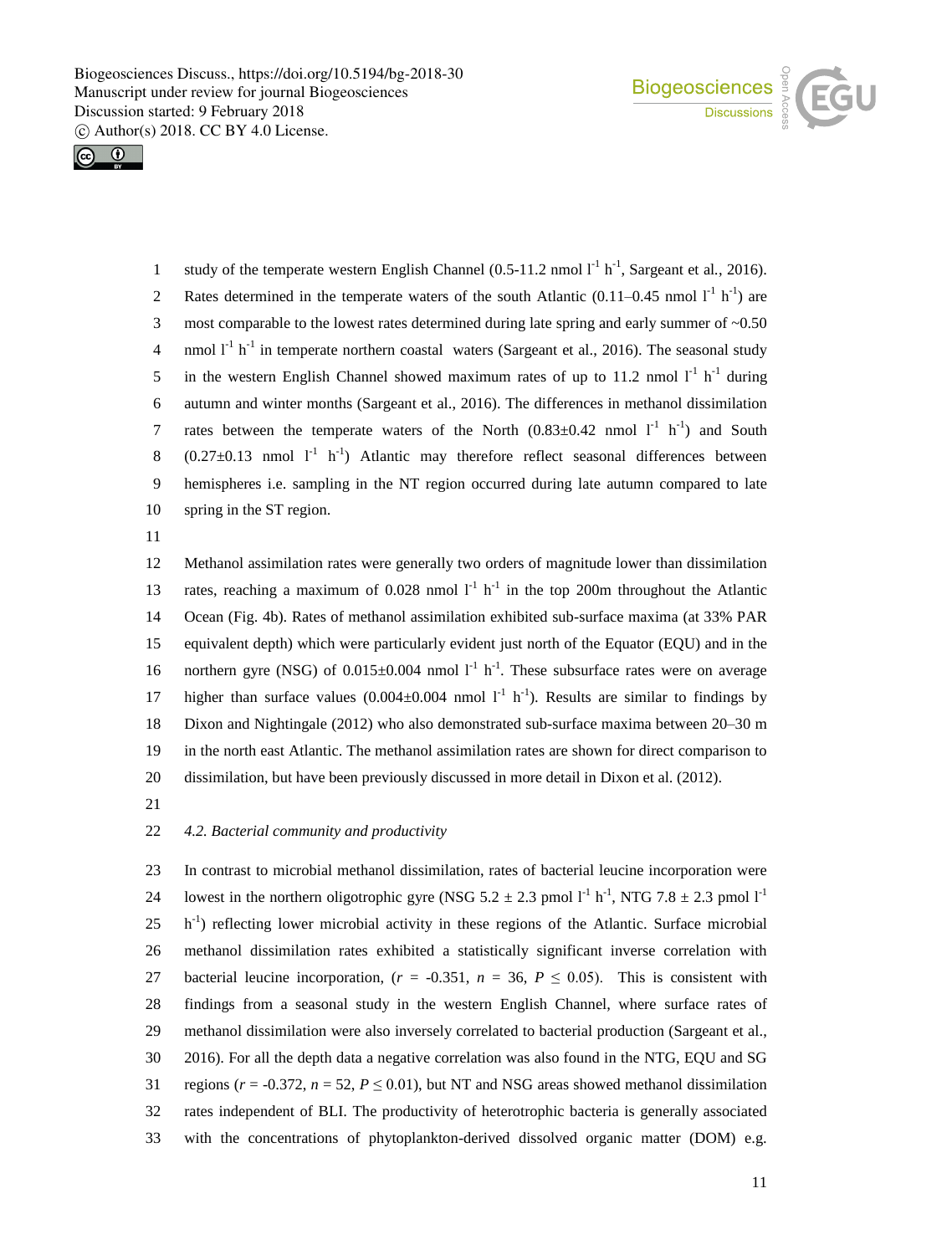study of the temperate western English Channel (0.5-11.2 nmol $l^{-1}$ $h^{-1}$, Sargeant et al., 2016). Rates determined in the temperate waters of the south Atlantic (0.11–0.45 nmol $l^{-1}$ $h^{-1}$) are most comparable to the lowest rates determined during late spring and early summer of ~0.50 nmol $l^{-1}$ $h^{-1}$ in temperate northern coastal waters (Sargeant et al., 2016). The seasonal study in the western English Channel showed maximum rates of up to 11.2 nmol $l^{-1}$ $h^{-1}$ during autumn and winter months (Sargeant et al., 2016). The differences in methanol dissimilation rates between the temperate waters of the North (0.83±0.42 nmol $l^{-1}$ $h^{-1}$) and South (0.27±0.13 nmol $l^{-1}$ $h^{-1}$) Atlantic may therefore reflect seasonal differences between hemispheres i.e. sampling in the NT region occurred during late autumn compared to late spring in the ST region.

Methanol assimilation rates were generally two orders of magnitude lower than dissimilation rates, reaching a maximum of 0.028 nmol $l^{-1}$ $h^{-1}$ in the top 200m throughout the Atlantic Ocean (Fig. 4b). Rates of methanol assimilation exhibited sub-surface maxima (at 33% PAR equivalent depth) which were particularly evident just north of the Equator (EQU) and in the northern gyre (NSG) of 0.015±0.004 nmol $l^{-1}$ $h^{-1}$. These subsurface rates were on average higher than surface values (0.004±0.004 nmol $l^{-1}$ $h^{-1}$). Results are similar to findings by Dixon and Nightingale (2012) who also demonstrated sub-surface maxima between 20–30 m in the north east Atlantic. The methanol assimilation rates are shown for direct comparison to dissimilation, but have been previously discussed in more detail in Dixon et al. (2012).

### *4.2. Bacterial community and productivity*

In contrast to microbial methanol dissimilation, rates of bacterial leucine incorporation were lowest in the northern oligotrophic gyre (NSG 5.2 ± 2.3 pmol $l^{-1}$ $h^{-1}$, NTG 7.8 ± 2.3 pmol $l^{-1}$ $h^{-1}$) reflecting lower microbial activity in these regions of the Atlantic. Surface microbial methanol dissimilation rates exhibited a statistically significant inverse correlation with bacterial leucine incorporation, ($r$ = -0.351, $n$ = 36, $P \leq 0.05$). This is consistent with findings from a seasonal study in the western English Channel, where surface rates of methanol dissimilation were also inversely correlated to bacterial production (Sargeant et al., 2016). For all the depth data a negative correlation was also found in the NTG, EQU and SG regions ($r$ = -0.372, $n$ = 52, $P \leq 0.01$), but NT and NSG areas showed methanol dissimilation rates independent of BLI. The productivity of heterotrophic bacteria is generally associated with the concentrations of phytoplankton-derived dissolved organic matter (DOM) e.g.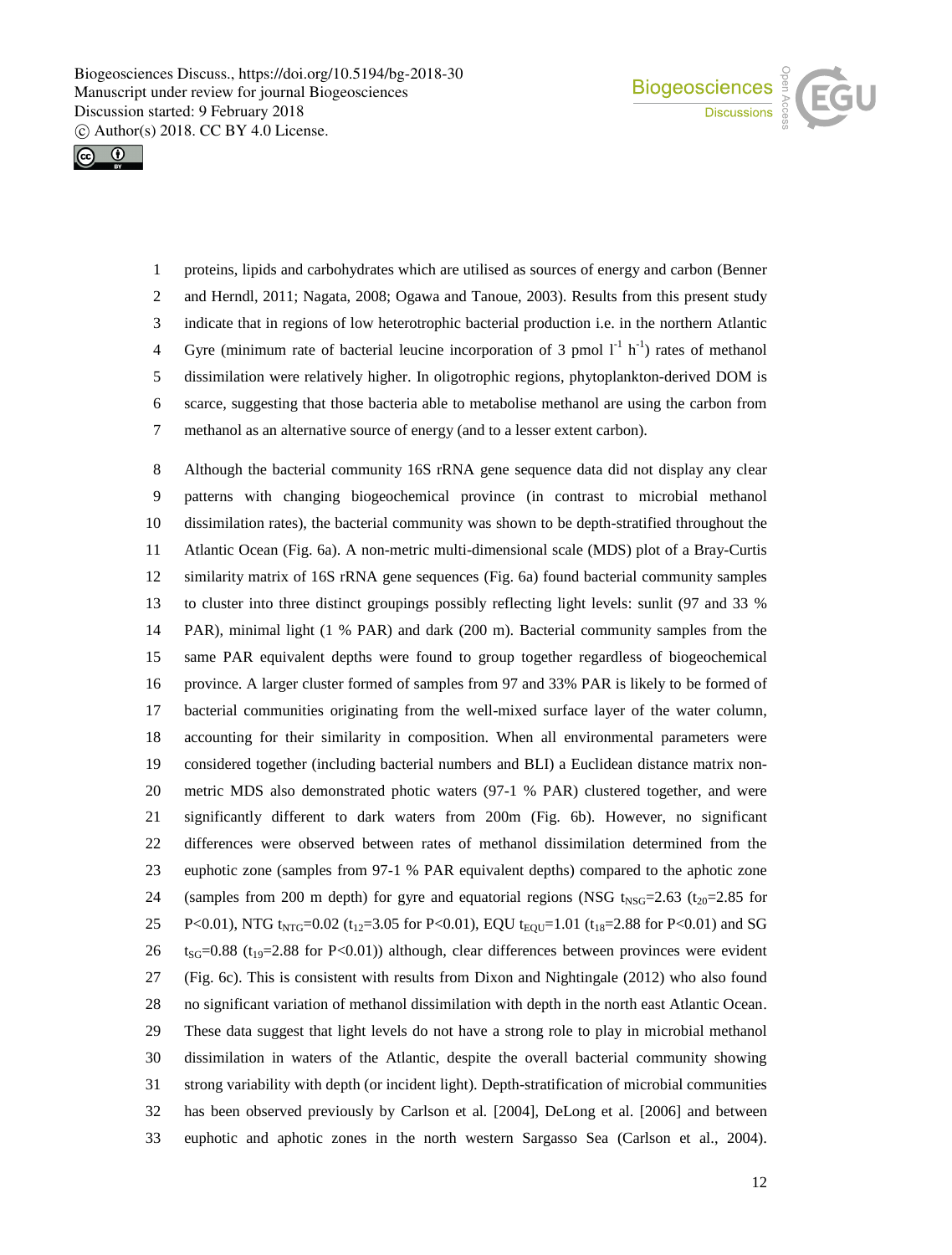proteins, lipids and carbohydrates which are utilised as sources of energy and carbon (Benner and Herndl, 2011; Nagata, 2008; Ogawa and Tanoue, 2003). Results from this present study indicate that in regions of low heterotrophic bacterial production i.e. in the northern Atlantic Gyre (minimum rate of bacterial leucine incorporation of 3 pmol $l^{-1}$ $h^{-1}$) rates of methanol dissimilation were relatively higher. In oligotrophic regions, phytoplankton-derived DOM is scarce, suggesting that those bacteria able to metabolise methanol are using the carbon from methanol as an alternative source of energy (and to a lesser extent carbon).

Although the bacterial community 16S rRNA gene sequence data did not display any clear patterns with changing biogeochemical province (in contrast to microbial methanol dissimilation rates), the bacterial community was shown to be depth-stratified throughout the Atlantic Ocean (Fig. 6a). A non-metric multi-dimensional scale (MDS) plot of a Bray-Curtis similarity matrix of 16S rRNA gene sequences (Fig. 6a) found bacterial community samples to cluster into three distinct groupings possibly reflecting light levels: sunlit (97 and 33 % PAR), minimal light (1 % PAR) and dark (200 m). Bacterial community samples from the same PAR equivalent depths were found to group together regardless of biogeochemical province. A larger cluster formed of samples from 97 and 33% PAR is likely to be formed of bacterial communities originating from the well-mixed surface layer of the water column, accounting for their similarity in composition. When all environmental parameters were considered together (including bacterial numbers and BLI) a Euclidean distance matrix non-metric MDS also demonstrated photic waters (97-1 % PAR) clustered together, and were significantly different to dark waters from 200m (Fig. 6b). However, no significant differences were observed between rates of methanol dissimilation determined from the euphotic zone (samples from 97-1 % PAR equivalent depths) compared to the aphotic zone (samples from 200 m depth) for gyre and equatorial regions (NSG $t_{NSG}$=2.63 ($t_{20}$=2.85 for P<0.01), NTG $t_{NTG}$=0.02 ($t_{12}$=3.05 for P<0.01), EQU $t_{EQU}$=1.01 ($t_{18}$=2.88 for P<0.01) and SG $t_{SG}$=0.88 ($t_{19}$=2.88 for P<0.01)) although, clear differences between provinces were evident (Fig. 6c). This is consistent with results from Dixon and Nightingale (2012) who also found no significant variation of methanol dissimilation with depth in the north east Atlantic Ocean. These data suggest that light levels do not have a strong role to play in microbial methanol dissimilation in waters of the Atlantic, despite the overall bacterial community showing strong variability with depth (or incident light). Depth-stratification of microbial communities has been observed previously by Carlson et al. [2004], DeLong et al. [2006] and between euphotic and aphotic zones in the north western Sargasso Sea (Carlson et al., 2004).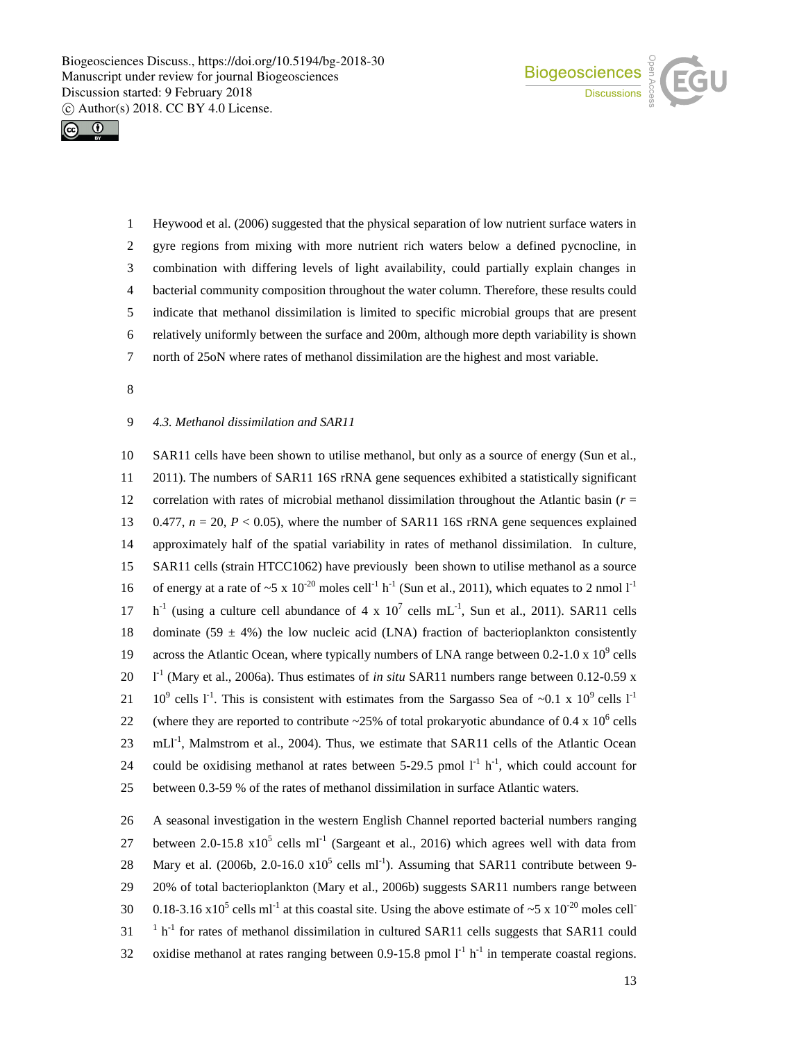Heywood et al. (2006) suggested that the physical separation of low nutrient surface waters in gyre regions from mixing with more nutrient rich waters below a defined pycnocline, in combination with differing levels of light availability, could partially explain changes in bacterial community composition throughout the water column. Therefore, these results could indicate that methanol dissimilation is limited to specific microbial groups that are present relatively uniformly between the surface and 200m, although more depth variability is shown north of 25oN where rates of methanol dissimilation are the highest and most variable.

### *4.3. Methanol dissimilation and SAR11*

SAR11 cells have been shown to utilise methanol, but only as a source of energy (Sun et al., 2011). The numbers of SAR11 16S rRNA gene sequences exhibited a statistically significant correlation with rates of microbial methanol dissimilation throughout the Atlantic basin ($r$ = 0.477, $n$ = 20, $P < 0.05$), where the number of SAR11 16S rRNA gene sequences explained approximately half of the spatial variability in rates of methanol dissimilation. In culture, SAR11 cells (strain HTCC1062) have previously been shown to utilise methanol as a source of energy at a rate of ~5 x $10^{-20}$ moles cell$^{-1}$ h$^{-1}$ (Sun et al., 2011), which equates to 2 nmol l$^{-1}$ h$^{-1}$ (using a culture cell abundance of 4 x $10^{7}$ cells mL$^{-1}$, Sun et al., 2011). SAR11 cells dominate (59 ± 4%) the low nucleic acid (LNA) fraction of bacterioplankton consistently across the Atlantic Ocean, where typically numbers of LNA range between 0.2-1.0 x $10^{9}$ cells l$^{-1}$ (Mary et al., 2006a). Thus estimates of *in situ* SAR11 numbers range between 0.12-0.59 x $10^{9}$ cells l$^{-1}$. This is consistent with estimates from the Sargasso Sea of ~0.1 x $10^{9}$ cells l$^{-1}$ (where they are reported to contribute ~25% of total prokaryotic abundance of 0.4 x $10^{6}$ cells mLl$^{-1}$, Malmstrom et al., 2004). Thus, we estimate that SAR11 cells of the Atlantic Ocean could be oxidising methanol at rates between 5-29.5 pmol l$^{-1}$ h$^{-1}$, which could account for between 0.3-59 % of the rates of methanol dissimilation in surface Atlantic waters.

A seasonal investigation in the western English Channel reported bacterial numbers ranging between 2.0-15.8 x$10^{5}$ cells ml$^{-1}$ (Sargeant et al., 2016) which agrees well with data from Mary et al. (2006b, 2.0-16.0 x$10^{5}$ cells ml$^{-1}$). Assuming that SAR11 contribute between 9-20% of total bacterioplankton (Mary et al., 2006b) suggests SAR11 numbers range between 0.18-3.16 x$10^{5}$ cells ml$^{-1}$ at this coastal site. Using the above estimate of ~5 x $10^{-20}$ moles cell$^{-1}$ h$^{-1}$ for rates of methanol dissimilation in cultured SAR11 cells suggests that SAR11 could oxidise methanol at rates ranging between 0.9-15.8 pmol l$^{-1}$ h$^{-1}$ in temperate coastal regions.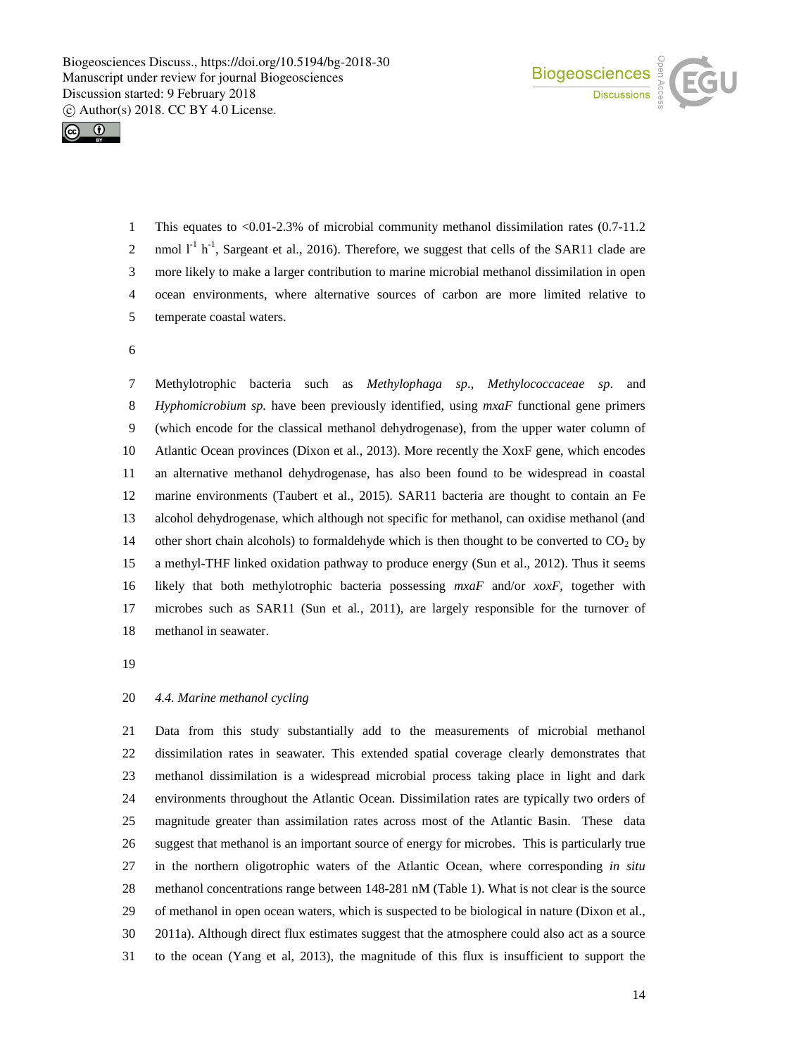This equates to <0.01-2.3% of microbial community methanol dissimilation rates (0.7-11.2 nmol $l^{-1}$ $h^{-1}$, Sargeant et al., 2016). Therefore, we suggest that cells of the SAR11 clade are more likely to make a larger contribution to marine microbial methanol dissimilation in open ocean environments, where alternative sources of carbon are more limited relative to temperate coastal waters.

Methylotrophic bacteria such as *Methylophaga sp*., *Methylococcaceae sp*. and *Hyphomicrobium sp.* have been previously identified, using *mxaF* functional gene primers (which encode for the classical methanol dehydrogenase), from the upper water column of Atlantic Ocean provinces (Dixon et al., 2013). More recently the XoxF gene, which encodes an alternative methanol dehydrogenase, has also been found to be widespread in coastal marine environments (Taubert et al., 2015). SAR11 bacteria are thought to contain an Fe alcohol dehydrogenase, which although not specific for methanol, can oxidise methanol (and other short chain alcohols) to formaldehyde which is then thought to be converted to $CO_2$ by a methyl-THF linked oxidation pathway to produce energy (Sun et al., 2012). Thus it seems likely that both methylotrophic bacteria possessing *mxaF* and/or *xoxF*, together with microbes such as SAR11 (Sun et al., 2011), are largely responsible for the turnover of methanol in seawater.

### *4.4. Marine methanol cycling*

Data from this study substantially add to the measurements of microbial methanol dissimilation rates in seawater. This extended spatial coverage clearly demonstrates that methanol dissimilation is a widespread microbial process taking place in light and dark environments throughout the Atlantic Ocean. Dissimilation rates are typically two orders of magnitude greater than assimilation rates across most of the Atlantic Basin. These data suggest that methanol is an important source of energy for microbes. This is particularly true in the northern oligotrophic waters of the Atlantic Ocean, where corresponding *in situ* methanol concentrations range between 148-281 nM (Table 1). What is not clear is the source of methanol in open ocean waters, which is suspected to be biological in nature (Dixon et al., 2011a). Although direct flux estimates suggest that the atmosphere could also act as a source to the ocean (Yang et al, 2013), the magnitude of this flux is insufficient to support the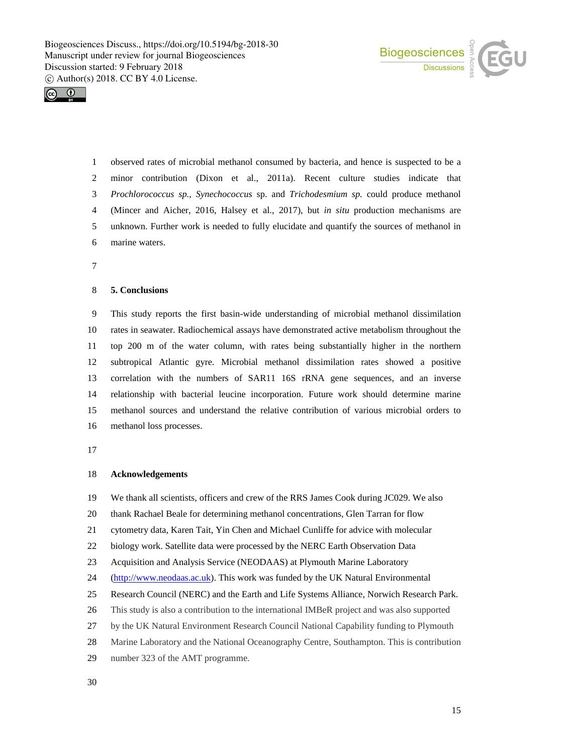observed rates of microbial methanol consumed by bacteria, and hence is suspected to be a minor contribution (Dixon et al., 2011a). Recent culture studies indicate that *Prochlorococcus sp.*, *Synechococcus* sp. and *Trichodesmium sp.* could produce methanol (Mincer and Aicher, 2016, Halsey et al., 2017), but *in situ* production mechanisms are unknown. Further work is needed to fully elucidate and quantify the sources of methanol in marine waters.

## 5. Conclusions

This study reports the first basin-wide understanding of microbial methanol dissimilation rates in seawater. Radiochemical assays have demonstrated active metabolism throughout the top 200 m of the water column, with rates being substantially higher in the northern subtropical Atlantic gyre. Microbial methanol dissimilation rates showed a positive correlation with the numbers of SAR11 16S rRNA gene sequences, and an inverse relationship with bacterial leucine incorporation. Future work should determine marine methanol sources and understand the relative contribution of various microbial orders to methanol loss processes.

## Acknowledgements

We thank all scientists, officers and crew of the RRS James Cook during JC029. We also thank Rachael Beale for determining methanol concentrations, Glen Tarran for flow cytometry data, Karen Tait, Yin Chen and Michael Cunliffe for advice with molecular biology work. Satellite data were processed by the NERC Earth Observation Data Acquisition and Analysis Service (NEODAAS) at Plymouth Marine Laboratory (http://www.neodaas.ac.uk). This work was funded by the UK Natural Environmental Research Council (NERC) and the Earth and Life Systems Alliance, Norwich Research Park. This study is also a contribution to the international IMBeR project and was also supported by the UK Natural Environment Research Council National Capability funding to Plymouth Marine Laboratory and the National Oceanography Centre, Southampton. This is contribution number 323 of the AMT programme.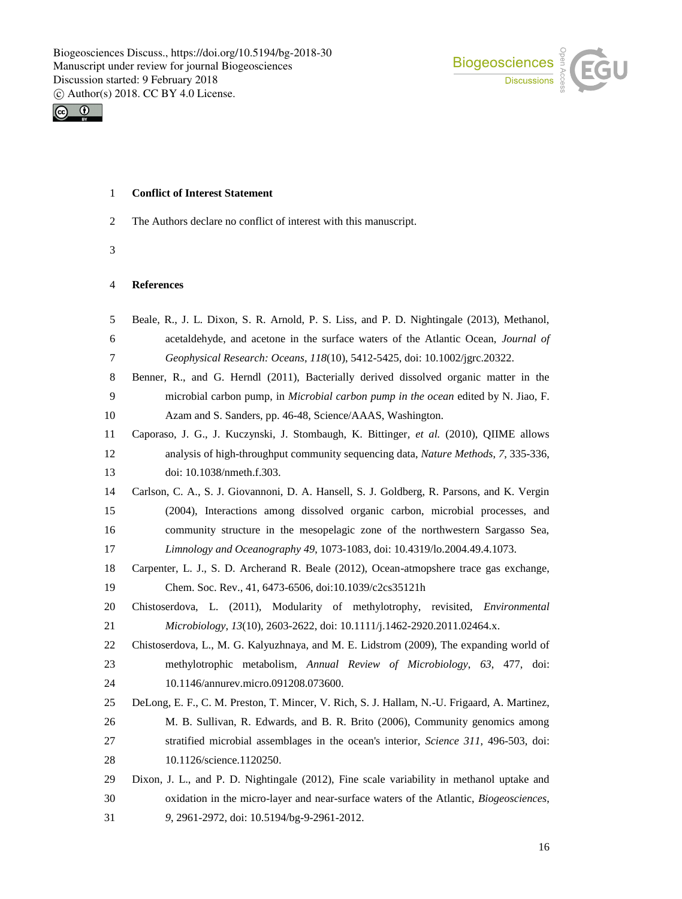**Conflict of Interest Statement**

The Authors declare no conflict of interest with this manuscript.

**References**

Beale, R., J. L. Dixon, S. R. Arnold, P. S. Liss, and P. D. Nightingale (2013), Methanol, acetaldehyde, and acetone in the surface waters of the Atlantic Ocean, *Journal of Geophysical Research: Oceans*, *118*(10), 5412-5425, doi: 10.1002/jgrc.20322.

Benner, R., and G. Herndl (2011), Bacterially derived dissolved organic matter in the microbial carbon pump, in *Microbial carbon pump in the ocean* edited by N. Jiao, F. Azam and S. Sanders, pp. 46-48, Science/AAAS, Washington.

Caporaso, J. G., J. Kuczynski, J. Stombaugh, K. Bittinger, *et al.* (2010), QIIME allows analysis of high-throughput community sequencing data, *Nature Methods*, *7*, 335-336, doi: 10.1038/nmeth.f.303.

Carlson, C. A., S. J. Giovannoni, D. A. Hansell, S. J. Goldberg, R. Parsons, and K. Vergin (2004), Interactions among dissolved organic carbon, microbial processes, and community structure in the mesopelagic zone of the northwestern Sargasso Sea, *Limnology and Oceanography 49*, 1073-1083, doi: 10.4319/lo.2004.49.4.1073.

Carpenter, L. J., S. D. Archerand R. Beale (2012), Ocean-atmopshere trace gas exchange, Chem. Soc. Rev., 41, 6473-6506, doi:10.1039/c2cs35121h

Chistoserdova, L. (2011), Modularity of methylotrophy, revisited, *Environmental Microbiology*, *13*(10), 2603-2622, doi: 10.1111/j.1462-2920.2011.02464.x.

Chistoserdova, L., M. G. Kalyuzhnaya, and M. E. Lidstrom (2009), The expanding world of methylotrophic metabolism, *Annual Review of Microbiology*, *63*, 477, doi: 10.1146/annurev.micro.091208.073600.

DeLong, E. F., C. M. Preston, T. Mincer, V. Rich, S. J. Hallam, N.-U. Frigaard, A. Martinez, M. B. Sullivan, R. Edwards, and B. R. Brito (2006), Community genomics among stratified microbial assemblages in the ocean's interior, *Science 311*, 496-503, doi: 10.1126/science.1120250.

Dixon, J. L., and P. D. Nightingale (2012), Fine scale variability in methanol uptake and oxidation in the micro-layer and near-surface waters of the Atlantic, *Biogeosciences*, *9*, 2961-2972, doi: 10.5194/bg-9-2961-2012.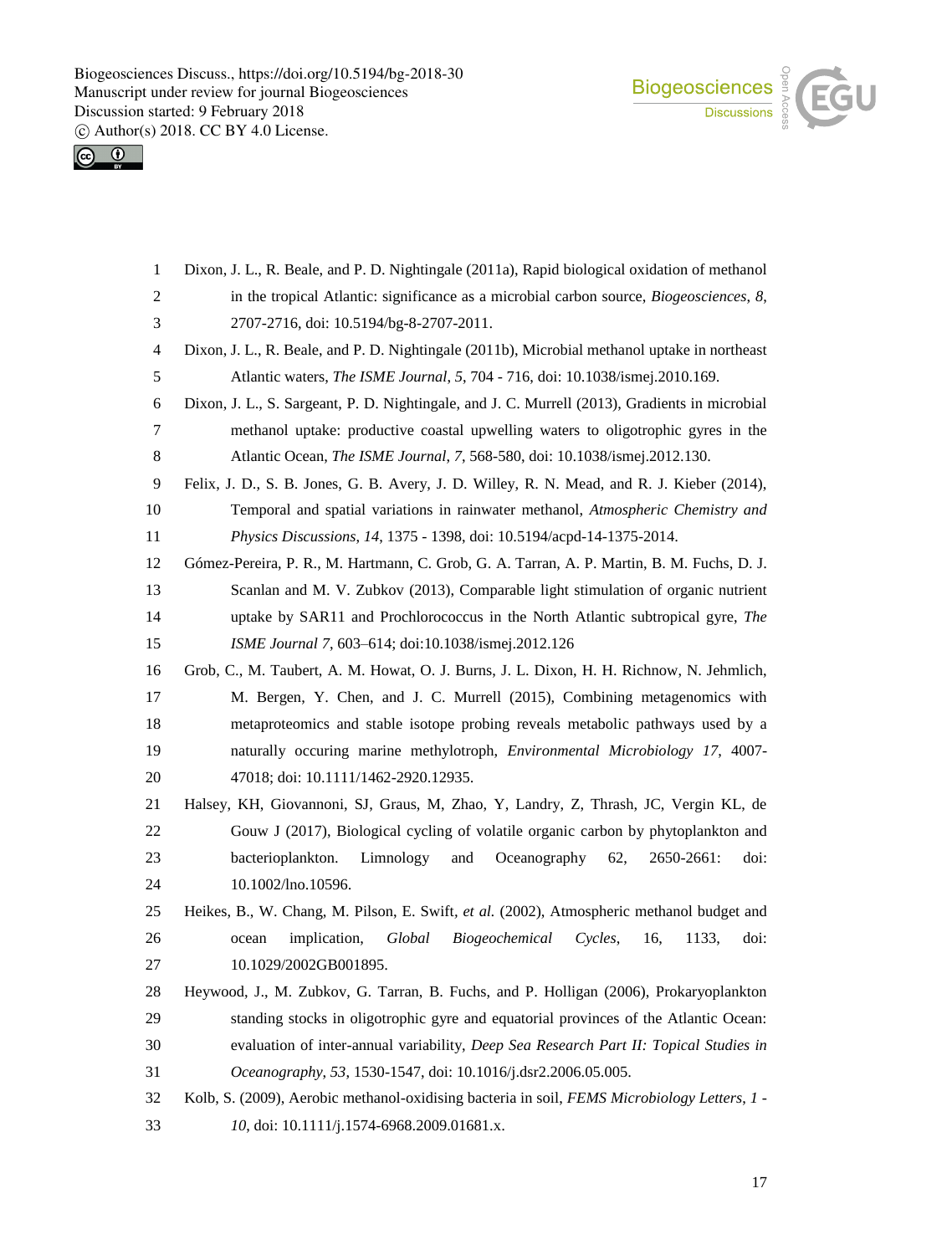Dixon, J. L., R. Beale, and P. D. Nightingale (2011a), Rapid biological oxidation of methanol in the tropical Atlantic: significance as a microbial carbon source, *Biogeosciences, 8*, 2707-2716, doi: 10.5194/bg-8-2707-2011.

Dixon, J. L., R. Beale, and P. D. Nightingale (2011b), Microbial methanol uptake in northeast Atlantic waters, *The ISME Journal, 5*, 704 - 716, doi: 10.1038/ismej.2010.169.

Dixon, J. L., S. Sargeant, P. D. Nightingale, and J. C. Murrell (2013), Gradients in microbial methanol uptake: productive coastal upwelling waters to oligotrophic gyres in the Atlantic Ocean, *The ISME Journal*, *7*, 568-580, doi: 10.1038/ismej.2012.130.

Felix, J. D., S. B. Jones, G. B. Avery, J. D. Willey, R. N. Mead, and R. J. Kieber (2014), Temporal and spatial variations in rainwater methanol, *Atmospheric Chemistry and Physics Discussions*, *14*, 1375 - 1398, doi: 10.5194/acpd-14-1375-2014.

Gómez-Pereira, P. R., M. Hartmann, C. Grob, G. A. Tarran, A. P. Martin, B. M. Fuchs, D. J. Scanlan and M. V. Zubkov (2013), Comparable light stimulation of organic nutrient uptake by SAR11 and Prochlorococcus in the North Atlantic subtropical gyre, *The ISME Journal 7*, 603–614; doi:10.1038/ismej.2012.126

Grob, C., M. Taubert, A. M. Howat, O. J. Burns, J. L. Dixon, H. H. Richnow, N. Jehmlich, M. Bergen, Y. Chen, and J. C. Murrell (2015), Combining metagenomics with metaproteomics and stable isotope probing reveals metabolic pathways used by a naturally occuring marine methylotroph, *Environmental Microbiology 17*, 4007-47018; doi: 10.1111/1462-2920.12935.

Halsey, KH, Giovannoni, SJ, Graus, M, Zhao, Y, Landry, Z, Thrash, JC, Vergin KL, de Gouw J (2017), Biological cycling of volatile organic carbon by phytoplankton and bacterioplankton. Limnology and Oceanography 62, 2650-2661: doi: 10.1002/lno.10596.

Heikes, B., W. Chang, M. Pilson, E. Swift, *et al.* (2002), Atmospheric methanol budget and ocean implication, *Global Biogeochemical Cycles*, 16, 1133, doi: 10.1029/2002GB001895.

Heywood, J., M. Zubkov, G. Tarran, B. Fuchs, and P. Holligan (2006), Prokaryoplankton standing stocks in oligotrophic gyre and equatorial provinces of the Atlantic Ocean: evaluation of inter-annual variability, *Deep Sea Research Part II: Topical Studies in Oceanography*, *53*, 1530-1547, doi: 10.1016/j.dsr2.2006.05.005.

Kolb, S. (2009), Aerobic methanol-oxidising bacteria in soil, *FEMS Microbiology Letters*, *1 - 10*, doi: 10.1111/j.1574-6968.2009.01681.x.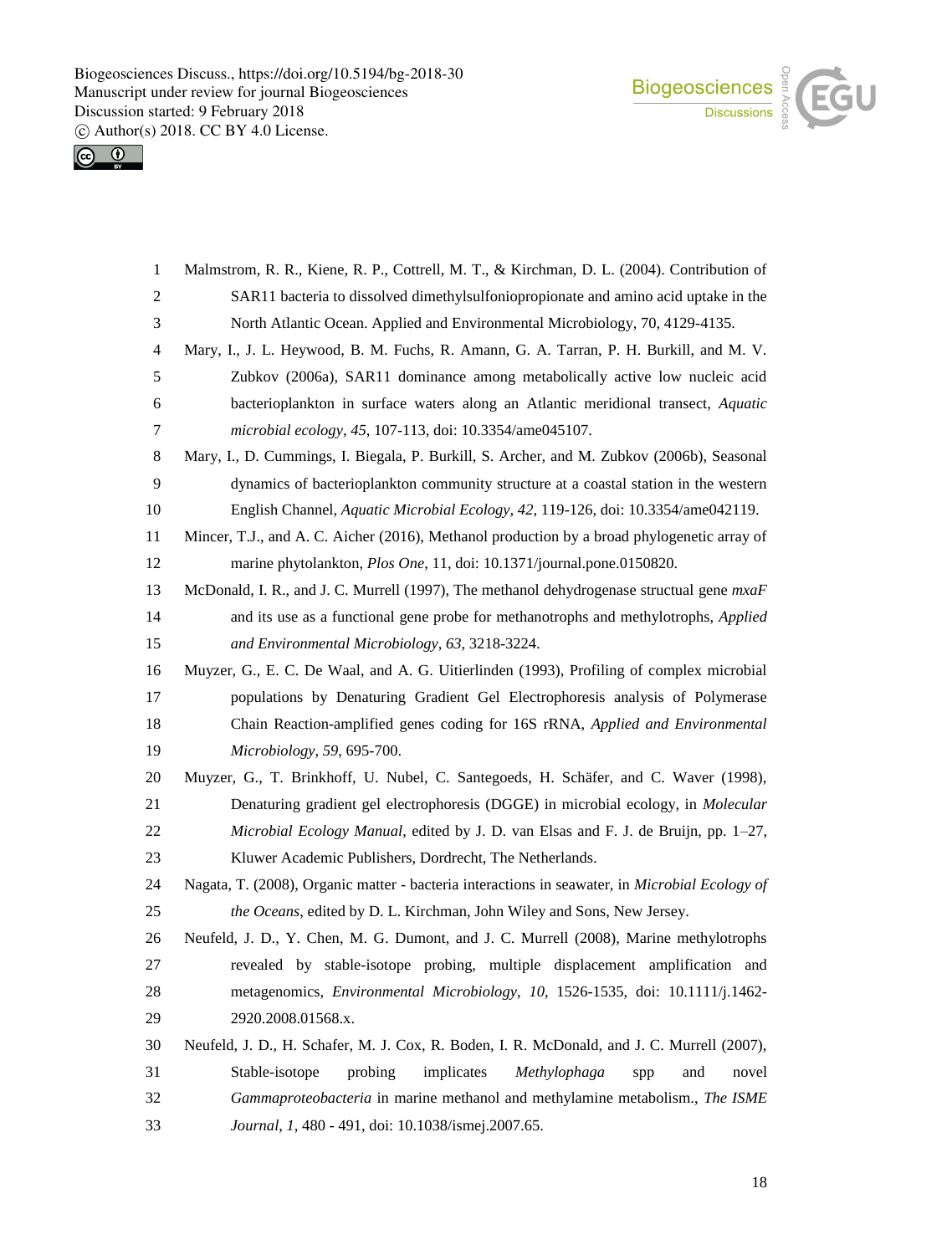Malmstrom, R. R., Kiene, R. P., Cottrell, M. T., & Kirchman, D. L. (2004). Contribution of SAR11 bacteria to dissolved dimethylsulfoniopropionate and amino acid uptake in the North Atlantic Ocean. Applied and Environmental Microbiology, 70, 4129-4135.

Mary, I., J. L. Heywood, B. M. Fuchs, R. Amann, G. A. Tarran, P. H. Burkill, and M. V. Zubkov (2006a), SAR11 dominance among metabolically active low nucleic acid bacterioplankton in surface waters along an Atlantic meridional transect, *Aquatic microbial ecology*, *45*, 107-113, doi: 10.3354/ame045107.

Mary, I., D. Cummings, I. Biegala, P. Burkill, S. Archer, and M. Zubkov (2006b), Seasonal dynamics of bacterioplankton community structure at a coastal station in the western English Channel, *Aquatic Microbial Ecology*, *42*, 119-126, doi: 10.3354/ame042119.

Mincer, T.J., and A. C. Aicher (2016), Methanol production by a broad phylogenetic array of marine phytolankton, *Plos One*, 11, doi: 10.1371/journal.pone.0150820.

McDonald, I. R., and J. C. Murrell (1997), The methanol dehydrogenase structual gene *mxaF* and its use as a functional gene probe for methanotrophs and methylotrophs, *Applied and Environmental Microbiology*, *63*, 3218-3224.

Muyzer, G., E. C. De Waal, and A. G. Uitierlinden (1993), Profiling of complex microbial populations by Denaturing Gradient Gel Electrophoresis analysis of Polymerase Chain Reaction-amplified genes coding for 16S rRNA, *Applied and Environmental Microbiology*, *59*, 695-700.

Muyzer, G., T. Brinkhoff, U. Nubel, C. Santegoeds, H. Schäfer, and C. Waver (1998), Denaturing gradient gel electrophoresis (DGGE) in microbial ecology, in *Molecular Microbial Ecology Manual*, edited by J. D. van Elsas and F. J. de Bruijn, pp. 1–27, Kluwer Academic Publishers, Dordrecht, The Netherlands.

Nagata, T. (2008), Organic matter - bacteria interactions in seawater, in *Microbial Ecology of the Oceans*, edited by D. L. Kirchman, John Wiley and Sons, New Jersey.

Neufeld, J. D., Y. Chen, M. G. Dumont, and J. C. Murrell (2008), Marine methylotrophs revealed by stable-isotope probing, multiple displacement amplification and metagenomics, *Environmental Microbiology*, *10*, 1526-1535, doi: 10.1111/j.1462-2920.2008.01568.x.

Neufeld, J. D., H. Schafer, M. J. Cox, R. Boden, I. R. McDonald, and J. C. Murrell (2007), Stable-isotope probing implicates *Methylophaga* spp and novel *Gammaproteobacteria* in marine methanol and methylamine metabolism., *The ISME Journal*, *1*, 480 - 491, doi: 10.1038/ismej.2007.65.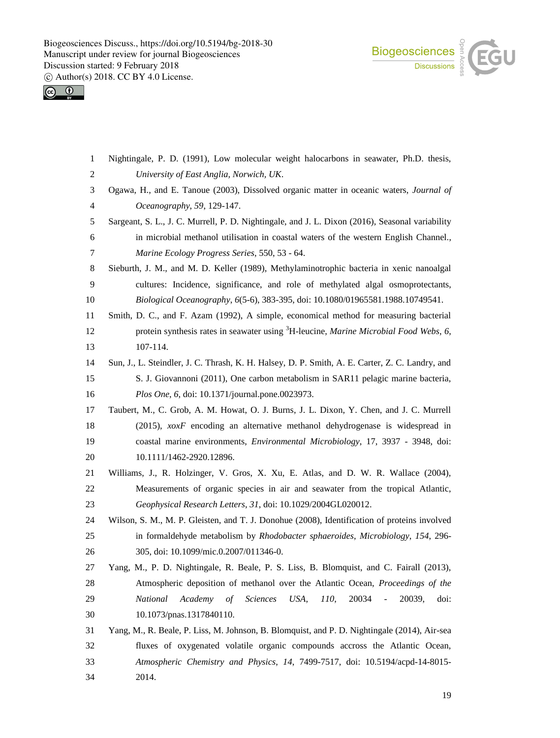Nightingale, P. D. (1991), Low molecular weight halocarbons in seawater, Ph.D. thesis, *University of East Anglia, Norwich, UK*.

Ogawa, H., and E. Tanoue (2003), Dissolved organic matter in oceanic waters, *Journal of Oceanography*, *59*, 129-147.

Sargeant, S. L., J. C. Murrell, P. D. Nightingale, and J. L. Dixon (2016), Seasonal variability in microbial methanol utilisation in coastal waters of the western English Channel., *Marine Ecology Progress Series*, 550, 53 - 64.

Sieburth, J. M., and M. D. Keller (1989), Methylaminotrophic bacteria in xenic nanoalgal cultures: Incidence, significance, and role of methylated algal osmoprotectants, *Biological Oceanography*, *6*(5-6), 383-395, doi: 10.1080/01965581.1988.10749541.

Smith, D. C., and F. Azam (1992), A simple, economical method for measuring bacterial protein synthesis rates in seawater using $^{3}$H-leucine, *Marine Microbial Food Webs*, *6*, 107-114.

Sun, J., L. Steindler, J. C. Thrash, K. H. Halsey, D. P. Smith, A. E. Carter, Z. C. Landry, and S. J. Giovannoni (2011), One carbon metabolism in SAR11 pelagic marine bacteria, *Plos One*, *6*, doi: 10.1371/journal.pone.0023973.

Taubert, M., C. Grob, A. M. Howat, O. J. Burns, J. L. Dixon, Y. Chen, and J. C. Murrell (2015), *xoxF* encoding an alternative methanol dehydrogenase is widespread in coastal marine environments, *Environmental Microbiology*, 17, 3937 - 3948, doi: 10.1111/1462-2920.12896.

Williams, J., R. Holzinger, V. Gros, X. Xu, E. Atlas, and D. W. R. Wallace (2004), Measurements of organic species in air and seawater from the tropical Atlantic, *Geophysical Research Letters*, *31*, doi: 10.1029/2004GL020012.

Wilson, S. M., M. P. Gleisten, and T. J. Donohue (2008), Identification of proteins involved in formaldehyde metabolism by *Rhodobacter sphaeroides*, *Microbiology*, *154*, 296-305, doi: 10.1099/mic.0.2007/011346-0.

Yang, M., P. D. Nightingale, R. Beale, P. S. Liss, B. Blomquist, and C. Fairall (2013), Atmospheric deposition of methanol over the Atlantic Ocean, *Proceedings of the National Academy of Sciences USA*, *110*, 20034 - 20039, doi: 10.1073/pnas.1317840110.

Yang, M., R. Beale, P. Liss, M. Johnson, B. Blomquist, and P. D. Nightingale (2014), Air-sea fluxes of oxygenated volatile organic compounds accross the Atlantic Ocean, *Atmospheric Chemistry and Physics*, *14*, 7499-7517, doi: 10.5194/acpd-14-8015-2014.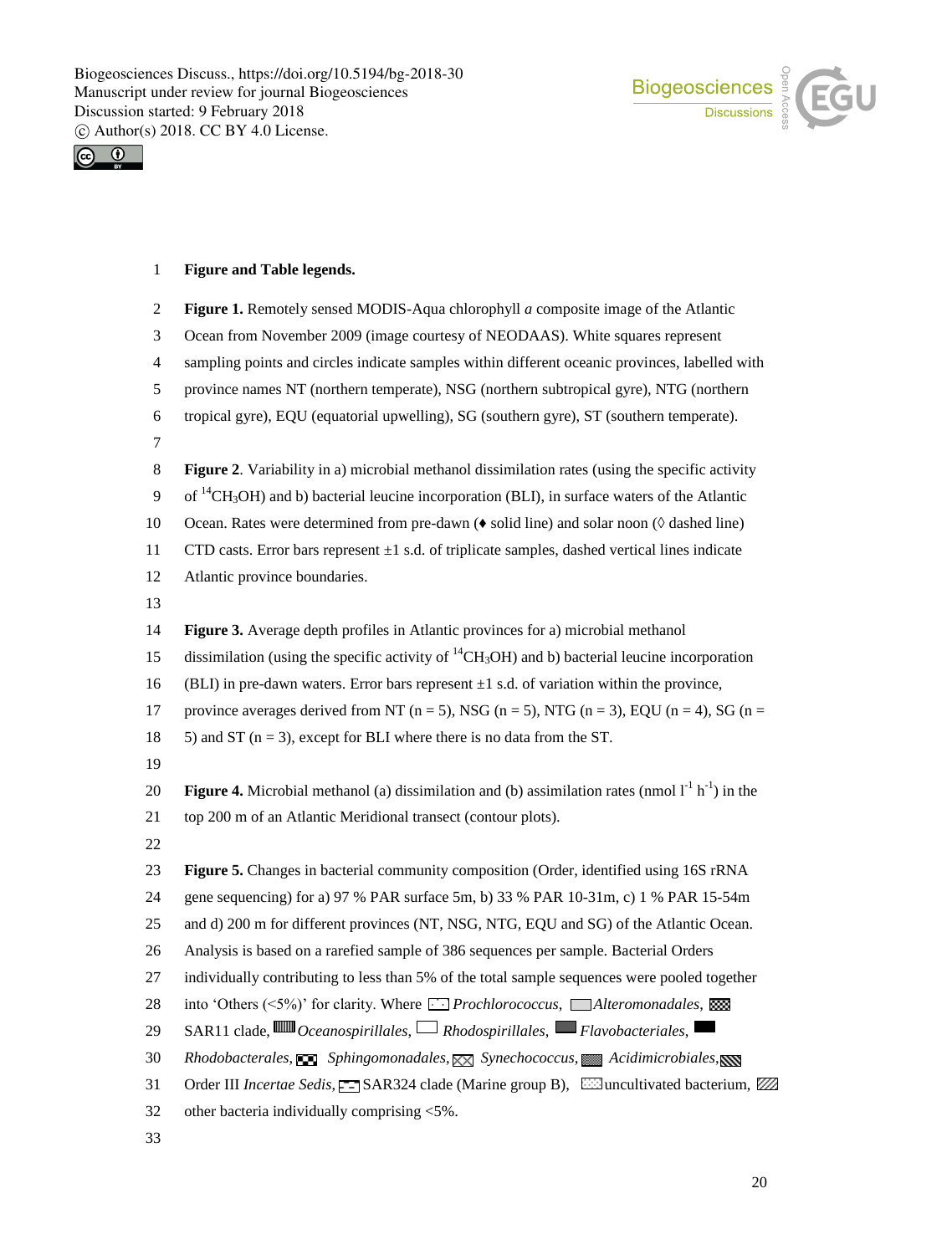**Figure and Table legends.**

**Figure 1.** Remotely sensed MODIS-Aqua chlorophyll *a* composite image of the Atlantic Ocean from November 2009 (image courtesy of NEODAAS). White squares represent sampling points and circles indicate samples within different oceanic provinces, labelled with province names NT (northern temperate), NSG (northern subtropical gyre), NTG (northern tropical gyre), EQU (equatorial upwelling), SG (southern gyre), ST (southern temperate).

**Figure 2**. Variability in a) microbial methanol dissimilation rates (using the specific activity of $^{14}CH_3OH$) and b) bacterial leucine incorporation (BLI), in surface waters of the Atlantic Ocean. Rates were determined from pre-dawn (♦ solid line) and solar noon (◊ dashed line) CTD casts. Error bars represent ±1 s.d. of triplicate samples, dashed vertical lines indicate Atlantic province boundaries.

**Figure 3.** Average depth profiles in Atlantic provinces for a) microbial methanol dissimilation (using the specific activity of $^{14}CH_3OH$) and b) bacterial leucine incorporation (BLI) in pre-dawn waters. Error bars represent ±1 s.d. of variation within the province, province averages derived from NT (n = 5), NSG (n = 5), NTG (n = 3), EQU (n = 4), SG (n = 5) and ST (n = 3), except for BLI where there is no data from the ST.

**Figure 4.** Microbial methanol (a) dissimilation and (b) assimilation rates (nmol $l^{-1}$ $h^{-1}$) in the top 200 m of an Atlantic Meridional transect (contour plots).

**Figure 5.** Changes in bacterial community composition (Order, identified using 16S rRNA gene sequencing) for a) 97 % PAR surface 5m, b) 33 % PAR 10-31m, c) 1 % PAR 15-54m and d) 200 m for different provinces (NT, NSG, NTG, EQU and SG) of the Atlantic Ocean. Analysis is based on a rarefied sample of 386 sequences per sample. Bacterial Orders individually contributing to less than 5% of the total sample sequences were pooled together into 'Others (<5%)' for clarity. Where *Prochlorococcus*, *Alteromonadales*, SAR11 clade, *Oceanospirillales*, *Rhodospirillales*, *Flavobacteriales*, *Rhodobacterales*, *Sphingomonadales*, *Synechococcus*, *Acidimicrobiales*, Order III *Incertae Sedis*, SAR324 clade (Marine group B), uncultivated bacterium, other bacteria individually comprising <5%.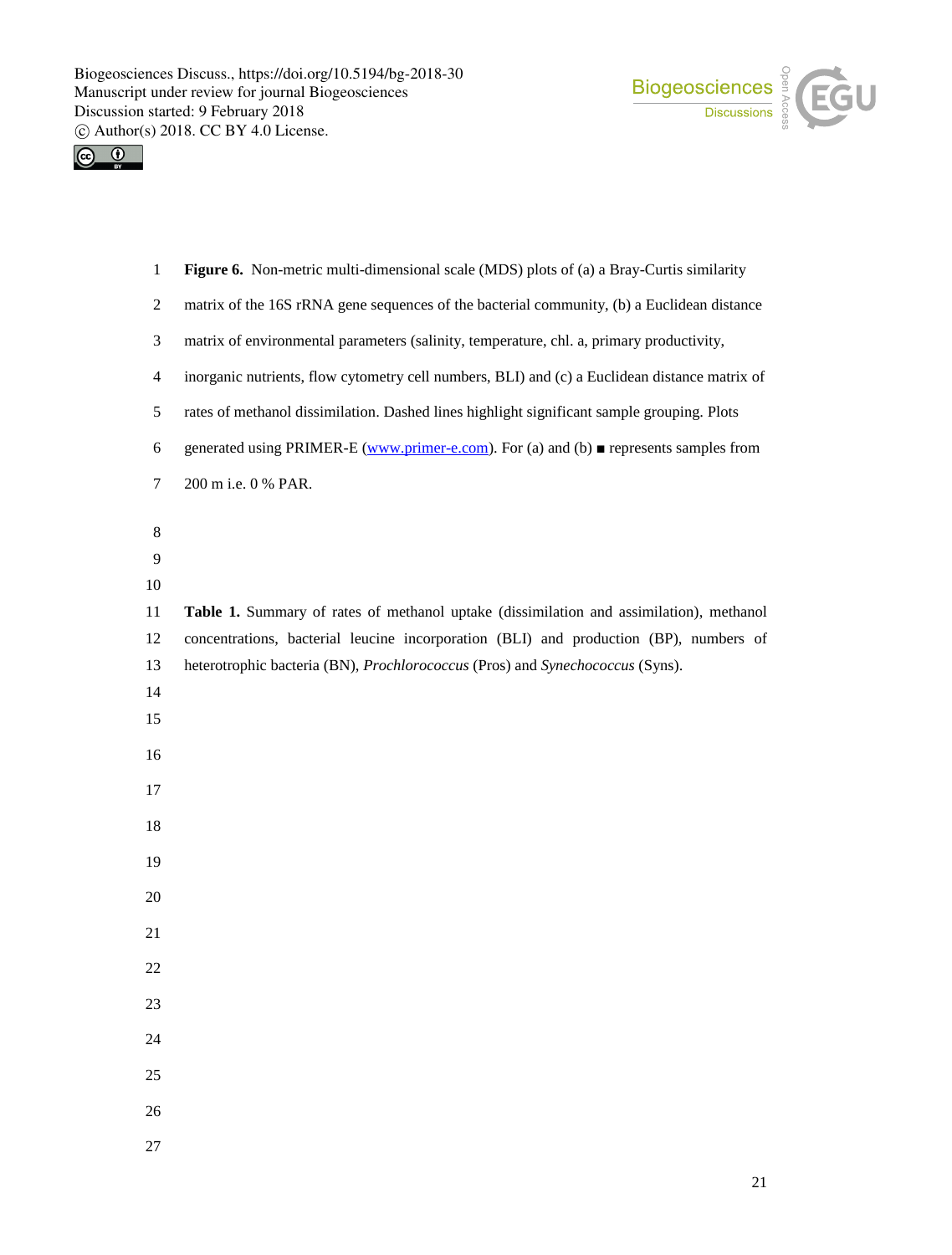**Figure 6.** Non-metric multi-dimensional scale (MDS) plots of (a) a Bray-Curtis similarity matrix of the 16S rRNA gene sequences of the bacterial community, (b) a Euclidean distance matrix of environmental parameters (salinity, temperature, chl. a, primary productivity, inorganic nutrients, flow cytometry cell numbers, BLI) and (c) a Euclidean distance matrix of rates of methanol dissimilation. Dashed lines highlight significant sample grouping. Plots generated using PRIMER-E (www.primer-e.com). For (a) and (b) ■ represents samples from 200 m i.e. 0 % PAR.

**Table 1.** Summary of rates of methanol uptake (dissimilation and assimilation), methanol concentrations, bacterial leucine incorporation (BLI) and production (BP), numbers of heterotrophic bacteria (BN), *Prochlorococcus* (Pros) and *Synechococcus* (Syns).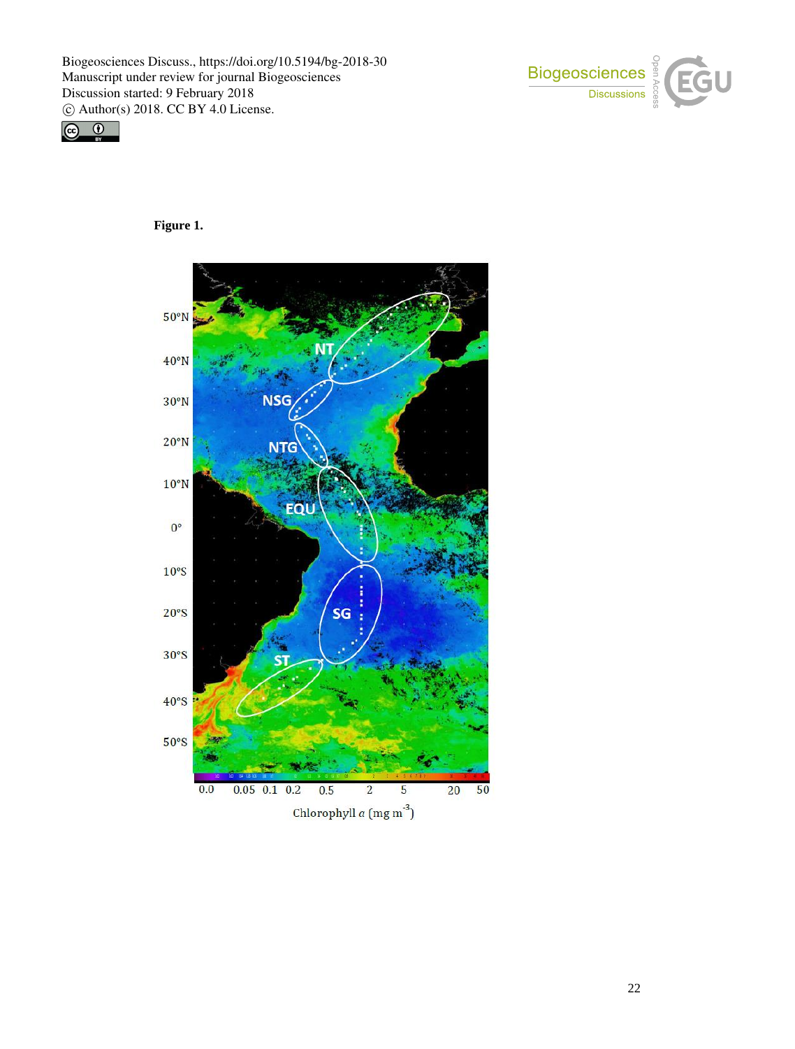**Figure 1.**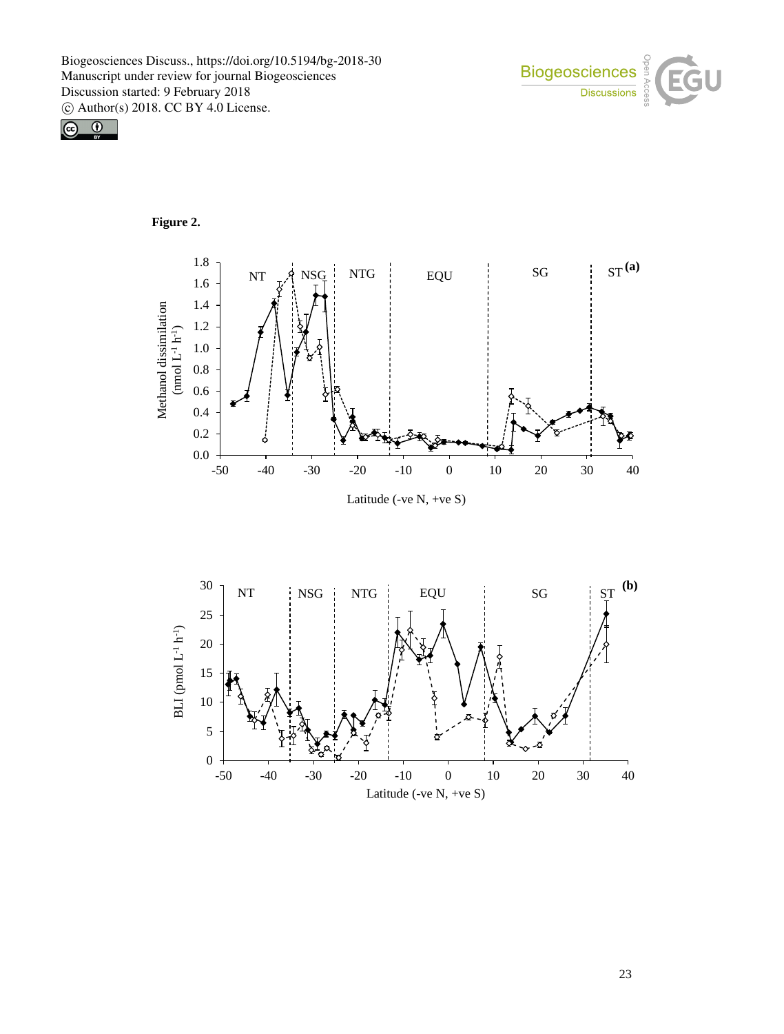**Figure 2.**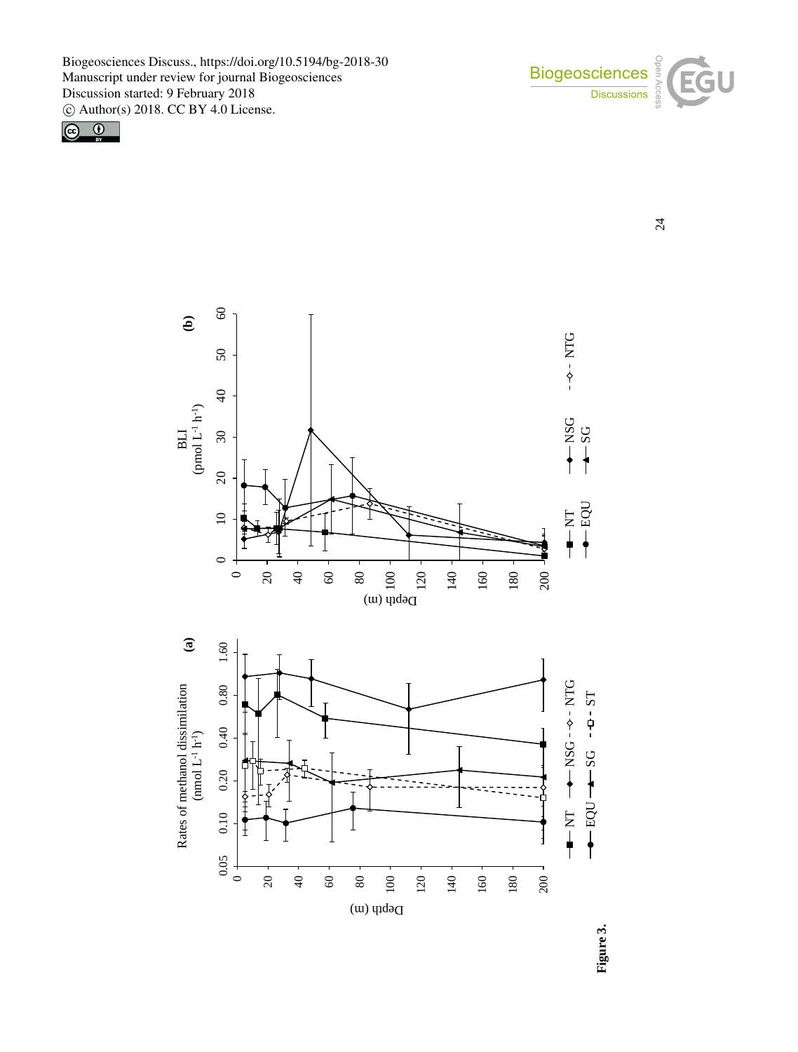Figure 3.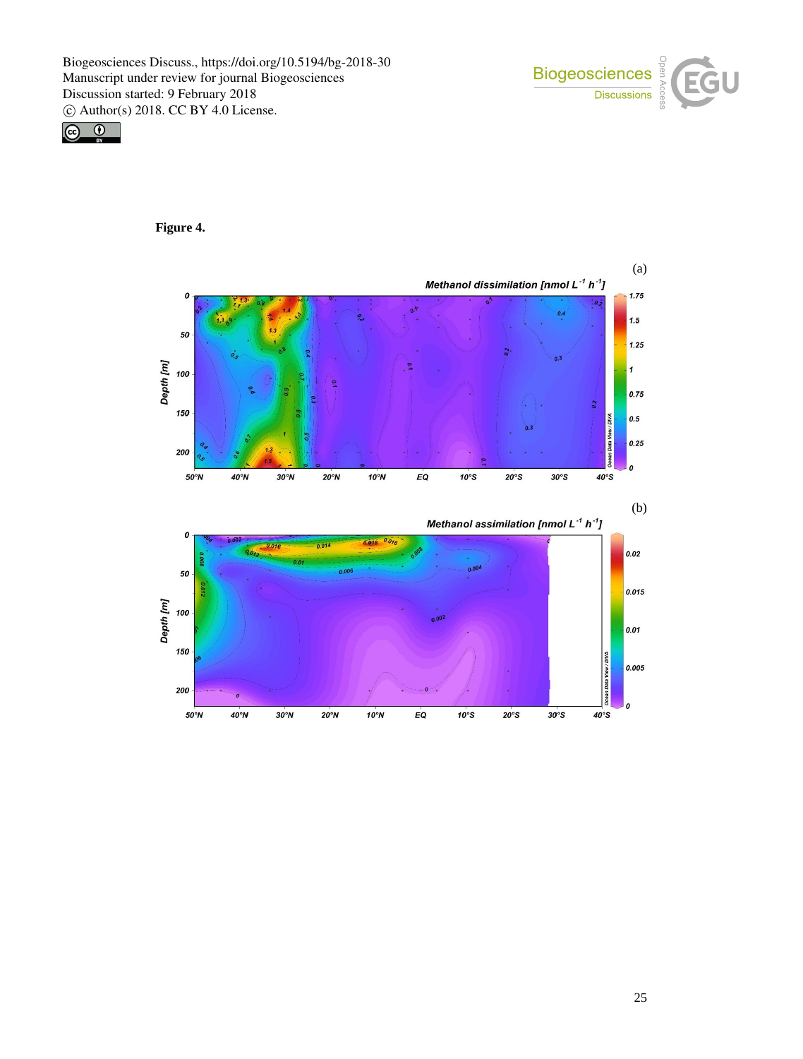**Figure 4.**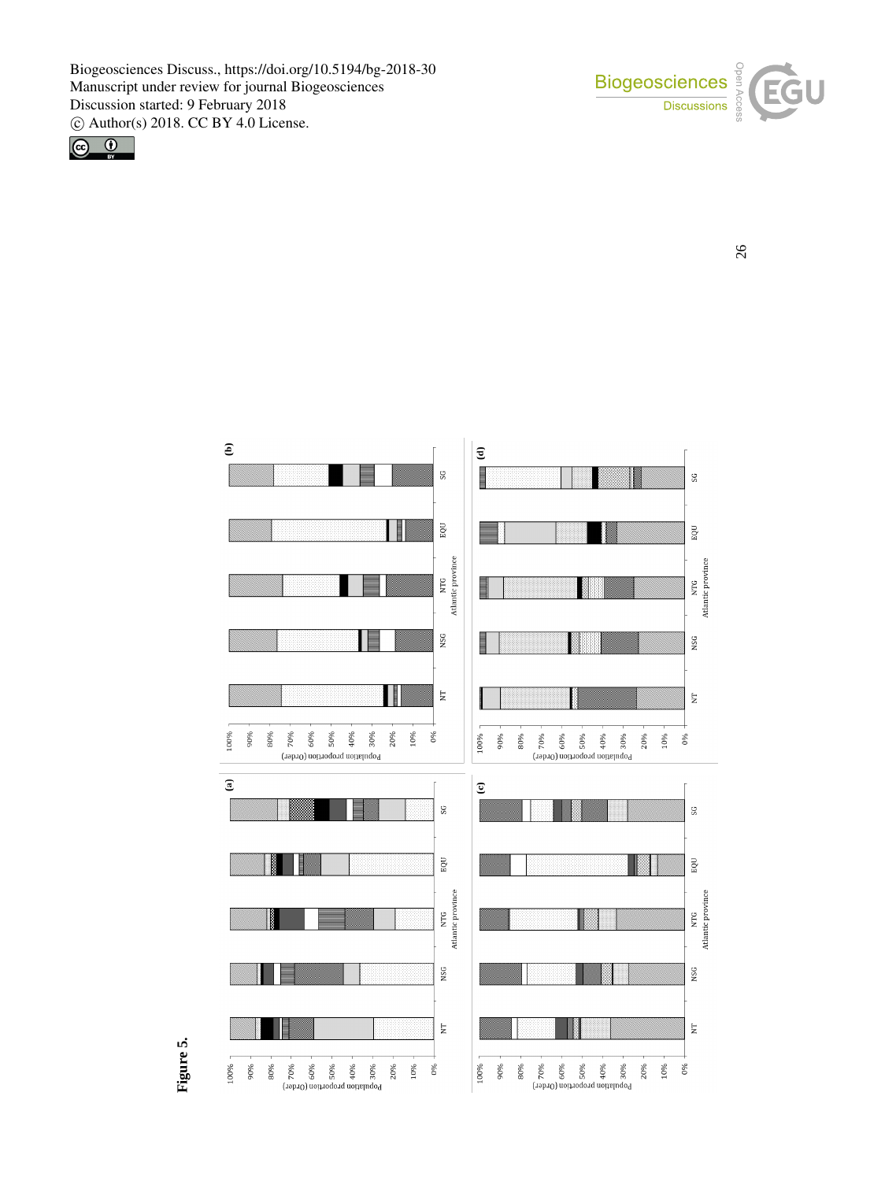**Figure 5.**

(a)

(b)

(c)

(d)

Population proportion (Order)

100%
90%
80%
70%
60%
50%
40%
30%
20%
10%
0%

NT NSG NTG EQU SG

Atlantic province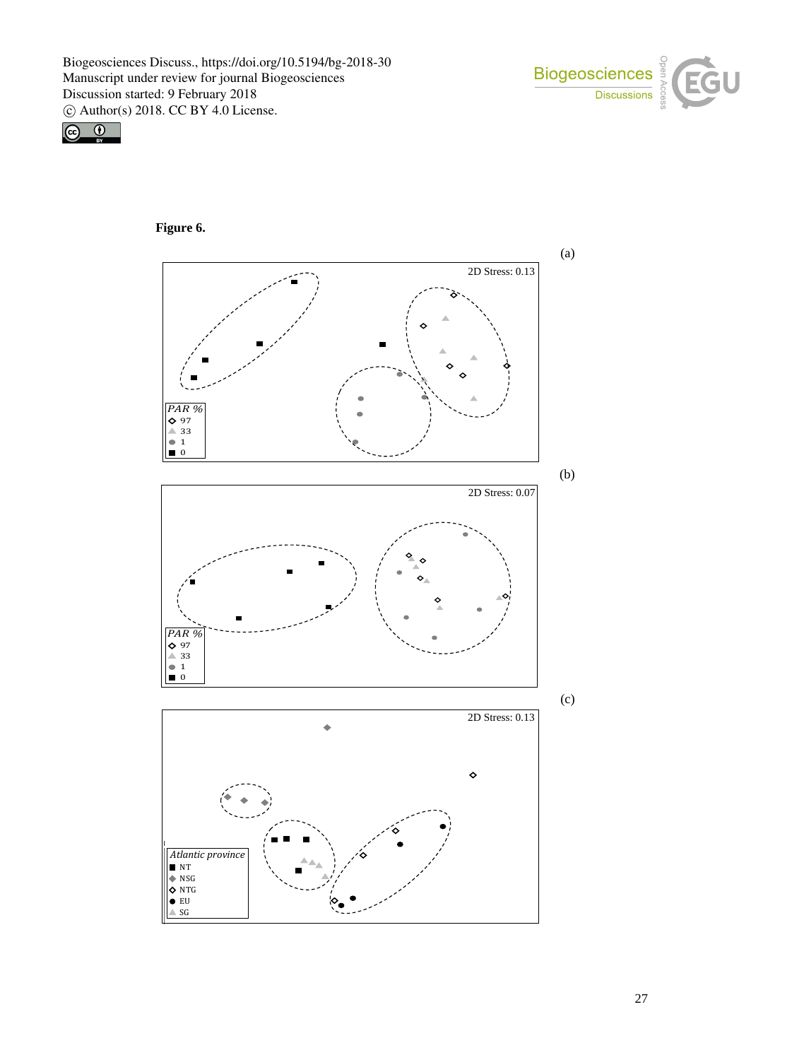**Figure 6.**

(a)

2D Stress: 0.13

*PAR %*
- ◇ 97
- ▲ 33
- ● 1
- ■ 0

(b)

2D Stress: 0.07

*PAR %*
- ◇ 97
- ▲ 33
- ● 1
- ■ 0

(c)

2D Stress: 0.13

*Atlantic province*
- ■ NT
- ◆ NSG
- ◇ NTG
- ● EU
- ▲ SG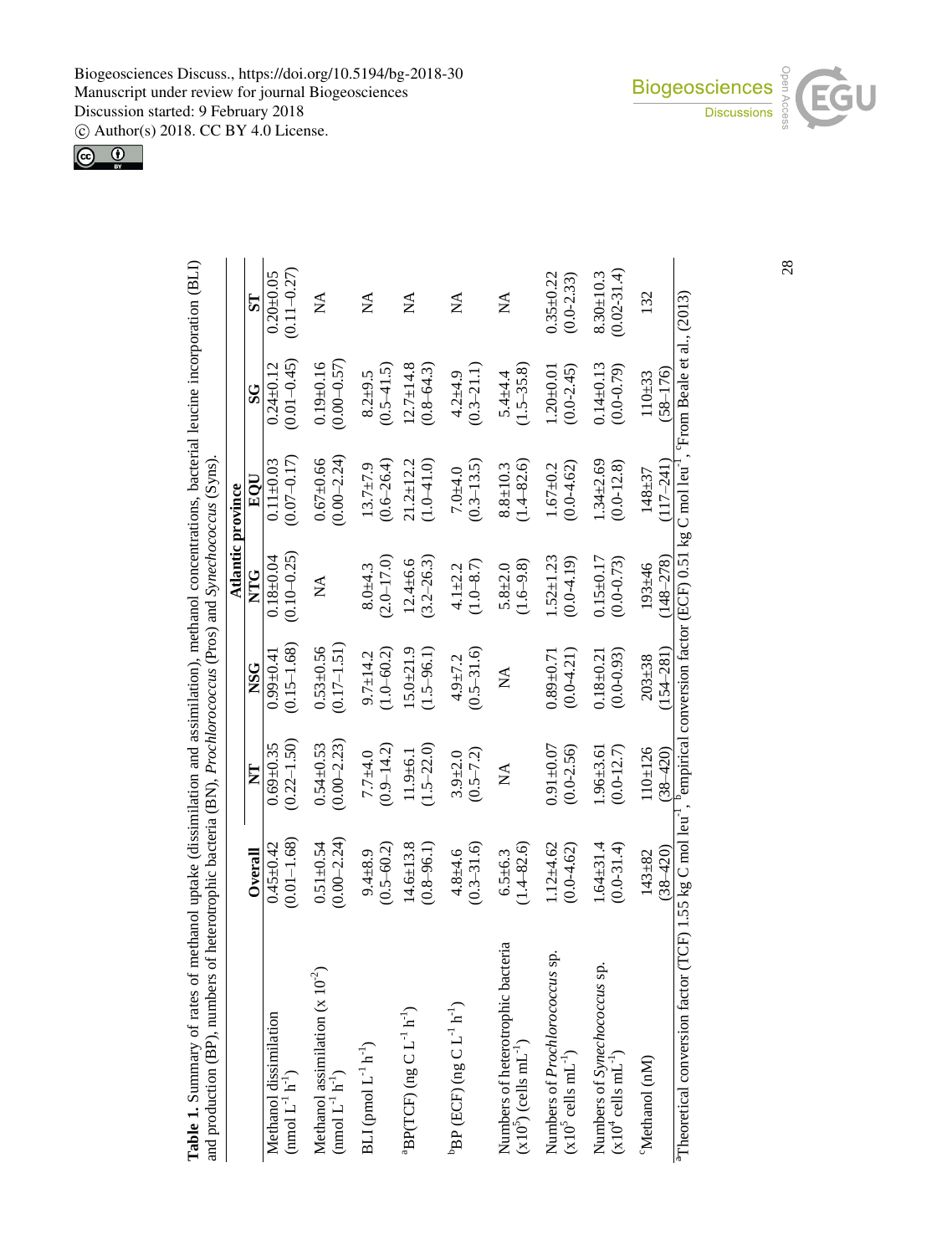**Table 1.** Summary of rates of methanol uptake (dissimilation and assimilation), methanol concentrations, bacterial leucine incorporation (BLI) and production (BP), numbers of heterotrophic bacteria (BN), *Prochlorococcus* (Pros) and *Synechococcus* (Syns).

| | Overall | Atlantic province | | | | | |
|---|---|---|---|---|---|---|---|
| | | NT | NSG | NTG | EQU | SG | ST |
| Methanol dissimilation (nmol $L^{-1}$ $h^{-1}$) | 0.45±0.42 (0.01–1.68) | 0.69±0.35 (0.22–1.50) | 0.99±0.41 (0.15–1.68) | 0.18±0.04 (0.10–0.25) | 0.11±0.03 (0.07–0.17) | 0.24±0.12 (0.01–0.45) | 0.20±0.05 (0.11–0.27) |
| Methanol assimilation ($x\ 10^{-2}$) (nmol $L^{-1}$ $h^{-1}$) | 0.51±0.54 (0.00–2.24) | 0.54±0.53 (0.00–2.23) | 0.53±0.56 (0.17–1.51) | NA | 0.67±0.66 (0.00–2.24) | 0.19±0.16 (0.00–0.57) | NA |
| BLI (pmol $L^{-1}$ $h^{-1}$) | 9.4±8.9 (0.5–60.2) | 7.7±4.0 (0.9–14.2) | 9.7±14.2 (1.0–60.2) | 8.0±4.3 (2.0–17.0) | 13.7±7.9 (0.6–26.4) | 8.2±9.5 (0.5–41.5) | NA |
| [a]BP(TCF) (ng C $L^{-1}$ $h^{-1}$) | 14.6±13.8 (0.8–96.1) | 11.9±6.1 (1.5–22.0) | 15.0±21.9 (1.5–96.1) | 12.4±6.6 (3.2–26.3) | 21.2±12.2 (1.0–41.0) | 12.7±14.8 (0.8–64.3) | NA |
| [b]BP (ECF) (ng C $L^{-1}$ $h^{-1}$) | 4.8±4.6 (0.3–31.6) | 3.9±2.0 (0.5–7.2) | 4.9±7.2 (0.5–31.6) | 4.1±2.2 (1.0–8.7) | 7.0±4.0 (0.3–13.5) | 4.2±4.9 (0.3–21.1) | NA |
| Numbers of heterotrophic bacteria ($x10^5$) (cells $mL^{-1}$) | 6.5±6.3 (1.4–82.6) | NA | NA | 5.8±2.0 (1.6–9.8) | 8.8±10.3 (1.4–82.6) | 5.4±4.4 (1.5–35.8) | NA |
| Numbers of *Prochlorococcus* sp. ($x10^5$ cells $mL^{-1}$) | 1.12±4.62 (0.0-4.62) | 0.91±0.07 (0.0-2.56) | 0.89±0.71 (0.0-4.21) | 1.52±1.23 (0.0-4.19) | 1.67±0.2 (0.0-4.62) | 1.20±0.01 (0.0-2.45) | 0.35±0.22 (0.0-2.33) |
| Numbers of *Synechococcus* sp. ($x10^4$ cells $mL^{-1}$) | 1.64±31.4 (0.0-31.4) | 1.96±3.61 (0.0-12.7) | 0.18±0.21 (0.0-0.93) | 0.15±0.17 (0.0-0.73) | 1.34±2.69 (0.0-12.8) | 0.14±0.13 (0.0-0.79) | 8.30±10.3 (0.02-31.4) |
| [c]Methanol (nM) | 143±82 (38–420) | 110±126 (38–420) | 203±38 (154–281) | 193±46 (148–278) | 148±37 (117–241) | 110±33 (58–176) | 132 |

[a]Theoretical conversion factor (TCF) 1.55 kg C mol $leu^{-1}$, [b]empirical conversion factor (ECF) 0.51 kg C mol $leu^{-1}$, [c]From Beale et al., (2013)